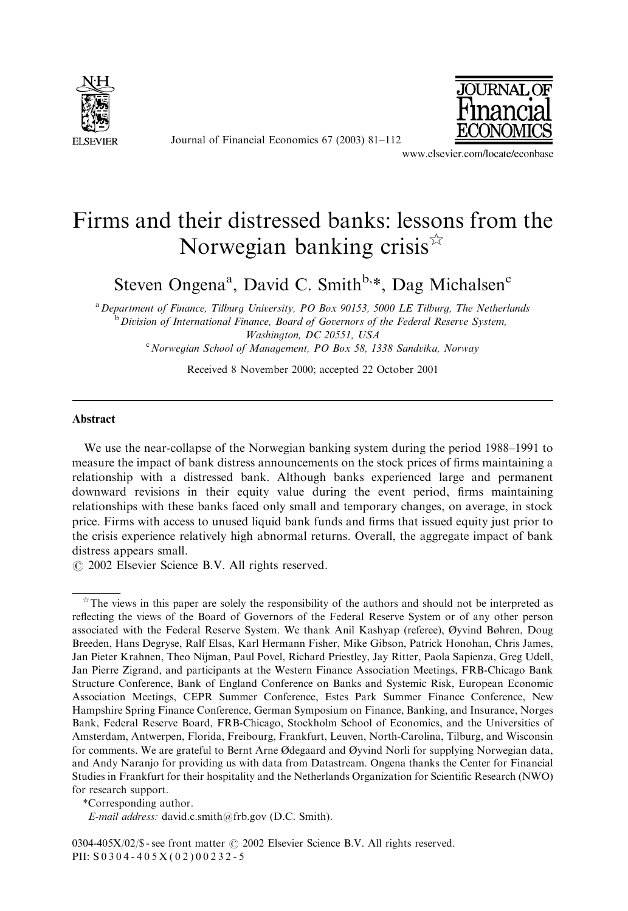# Firms and their distressed banks: lessons from the Norwegian banking crisis[☆]

Steven Ongena[a], David C. Smith[b,*], Dag Michalsen[c]

[a] Department of Finance, Tilburg University, PO Box 90153, 5000 LE Tilburg, The Netherlands
[b] Division of International Finance, Board of Governors of the Federal Reserve System, Washington, DC 20551, USA
[c] Norwegian School of Management, PO Box 58, 1338 Sandvika, Norway

Received 8 November 2000; accepted 22 October 2001

## Abstract

We use the near-collapse of the Norwegian banking system during the period 1988–1991 to measure the impact of bank distress announcements on the stock prices of firms maintaining a relationship with a distressed bank. Although banks experienced large and permanent downward revisions in their equity value during the event period, firms maintaining relationships with these banks faced only small and temporary changes, on average, in stock price. Firms with access to unused liquid bank funds and firms that issued equity just prior to the crisis experience relatively high abnormal returns. Overall, the aggregate impact of bank distress appears small.

© 2002 Elsevier Science B.V. All rights reserved.

---

[☆] The views in this paper are solely the responsibility of the authors and should not be interpreted as reflecting the views of the Board of Governors of the Federal Reserve System or of any other person associated with the Federal Reserve System. We thank Anil Kashyap (referee), Øyvind Bøhren, Doug Breeden, Hans Degryse, Ralf Elsas, Karl Hermann Fisher, Mike Gibson, Patrick Honohan, Chris James, Jan Pieter Krahnen, Theo Nijman, Paul Povel, Richard Priestley, Jay Ritter, Paola Sapienza, Greg Udell, Jan Pierre Zigrand, and participants at the Western Finance Association Meetings, FRB-Chicago Bank Structure Conference, Bank of England Conference on Banks and Systemic Risk, European Economic Association Meetings, CEPR Summer Conference, Estes Park Summer Finance Conference, New Hampshire Spring Finance Conference, German Symposium on Finance, Banking, and Insurance, Norges Bank, Federal Reserve Board, FRB-Chicago, Stockholm School of Economics, and the Universities of Amsterdam, Antwerpen, Florida, Freibourg, Frankfurt, Leuven, North-Carolina, Tilburg, and Wisconsin for comments. We are grateful to Bernt Arne Ødegaard and Øyvind Norli for supplying Norwegian data, and Andy Naranjo for providing us with data from Datastream. Ongena thanks the Center for Financial Studies in Frankfurt for their hospitality and the Netherlands Organization for Scientific Research (NWO) for research support.

*Corresponding author.

*E-mail address:* david.c.smith@frb.gov (D.C. Smith).

0304-405X/02/$ - see front matter © 2002 Elsevier Science B.V. All rights reserved.
PII: S0304-405X(02)00232-5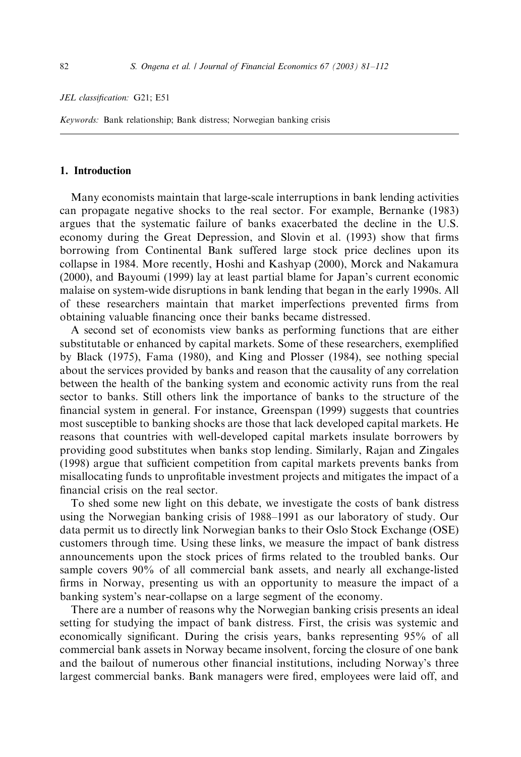*JEL classification:* G21; E51

*Keywords:* Bank relationship; Bank distress; Norwegian banking crisis

## 1. Introduction

Many economists maintain that large-scale interruptions in bank lending activities can propagate negative shocks to the real sector. For example, Bernanke (1983) argues that the systematic failure of banks exacerbated the decline in the U.S. economy during the Great Depression, and Slovin et al. (1993) show that firms borrowing from Continental Bank suffered large stock price declines upon its collapse in 1984. More recently, Hoshi and Kashyap (2000), Morck and Nakamura (2000), and Bayoumi (1999) lay at least partial blame for Japan's current economic malaise on system-wide disruptions in bank lending that began in the early 1990s. All of these researchers maintain that market imperfections prevented firms from obtaining valuable financing once their banks became distressed.

A second set of economists view banks as performing functions that are either substitutable or enhanced by capital markets. Some of these researchers, exemplified by Black (1975), Fama (1980), and King and Plosser (1984), see nothing special about the services provided by banks and reason that the causality of any correlation between the health of the banking system and economic activity runs from the real sector to banks. Still others link the importance of banks to the structure of the financial system in general. For instance, Greenspan (1999) suggests that countries most susceptible to banking shocks are those that lack developed capital markets. He reasons that countries with well-developed capital markets insulate borrowers by providing good substitutes when banks stop lending. Similarly, Rajan and Zingales (1998) argue that sufficient competition from capital markets prevents banks from misallocating funds to unprofitable investment projects and mitigates the impact of a financial crisis on the real sector.

To shed some new light on this debate, we investigate the costs of bank distress using the Norwegian banking crisis of 1988–1991 as our laboratory of study. Our data permit us to directly link Norwegian banks to their Oslo Stock Exchange (OSE) customers through time. Using these links, we measure the impact of bank distress announcements upon the stock prices of firms related to the troubled banks. Our sample covers 90% of all commercial bank assets, and nearly all exchange-listed firms in Norway, presenting us with an opportunity to measure the impact of a banking system's near-collapse on a large segment of the economy.

There are a number of reasons why the Norwegian banking crisis presents an ideal setting for studying the impact of bank distress. First, the crisis was systemic and economically significant. During the crisis years, banks representing 95% of all commercial bank assets in Norway became insolvent, forcing the closure of one bank and the bailout of numerous other financial institutions, including Norway's three largest commercial banks. Bank managers were fired, employees were laid off, and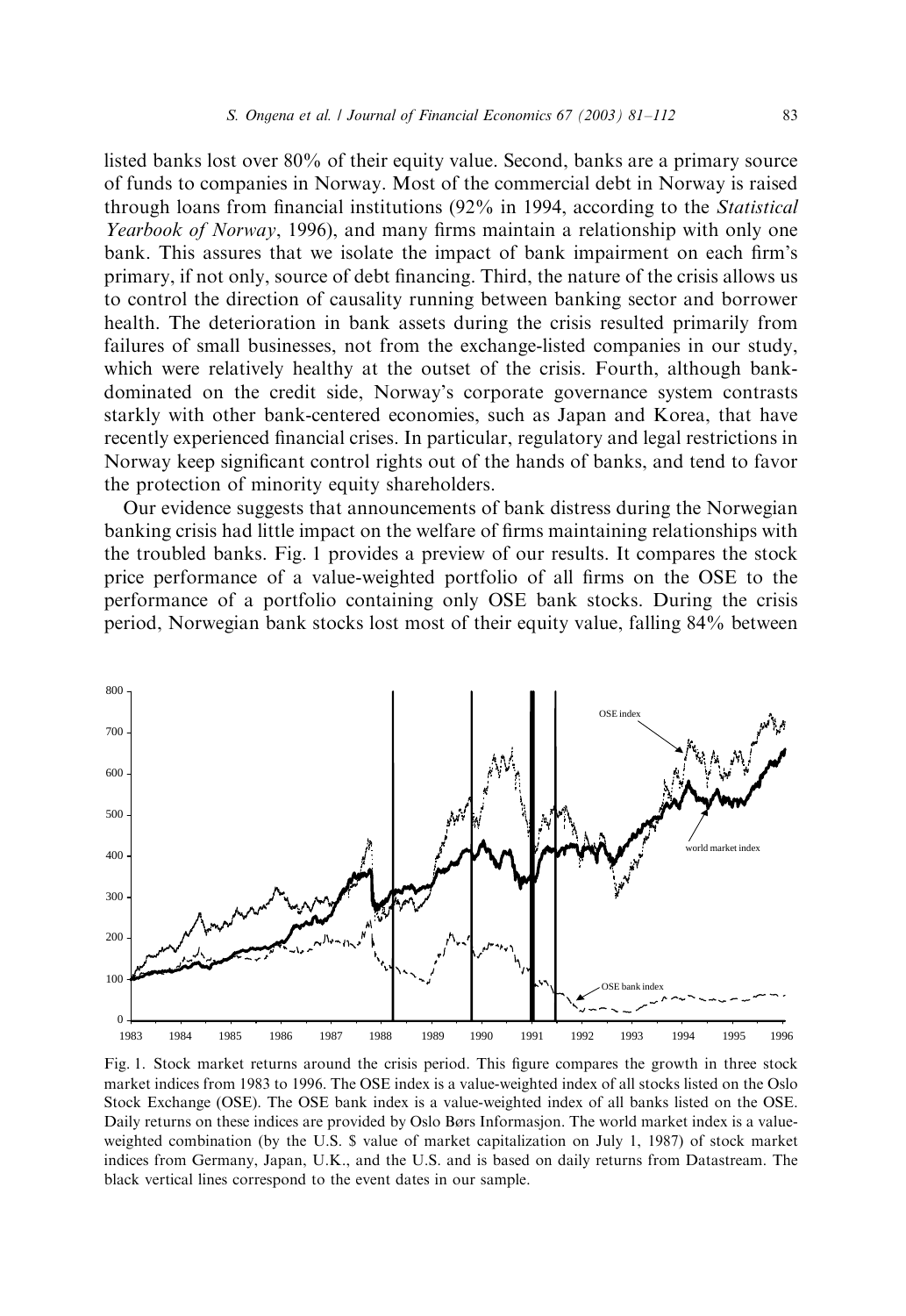listed banks lost over 80% of their equity value. Second, banks are a primary source of funds to companies in Norway. Most of the commercial debt in Norway is raised through loans from financial institutions (92% in 1994, according to the *Statistical Yearbook of Norway*, 1996), and many firms maintain a relationship with only one bank. This assures that we isolate the impact of bank impairment on each firm's primary, if not only, source of debt financing. Third, the nature of the crisis allows us to control the direction of causality running between banking sector and borrower health. The deterioration in bank assets during the crisis resulted primarily from failures of small businesses, not from the exchange-listed companies in our study, which were relatively healthy at the outset of the crisis. Fourth, although bank-dominated on the credit side, Norway's corporate governance system contrasts starkly with other bank-centered economies, such as Japan and Korea, that have recently experienced financial crises. In particular, regulatory and legal restrictions in Norway keep significant control rights out of the hands of banks, and tend to favor the protection of minority equity shareholders.

Our evidence suggests that announcements of bank distress during the Norwegian banking crisis had little impact on the welfare of firms maintaining relationships with the troubled banks. Fig. 1 provides a preview of our results. It compares the stock price performance of a value-weighted portfolio of all firms on the OSE to the performance of a portfolio containing only OSE bank stocks. During the crisis period, Norwegian bank stocks lost most of their equity value, falling 84% between

Fig. 1. Stock market returns around the crisis period. This figure compares the growth in three stock market indices from 1983 to 1996. The OSE index is a value-weighted index of all stocks listed on the Oslo Stock Exchange (OSE). The OSE bank index is a value-weighted index of all banks listed on the OSE. Daily returns on these indices are provided by Oslo Børs Informasjon. The world market index is a value-weighted combination (by the U.S. $ value of market capitalization on July 1, 1987) of stock market indices from Germany, Japan, U.K., and the U.S. and is based on daily returns from Datastream. The black vertical lines correspond to the event dates in our sample.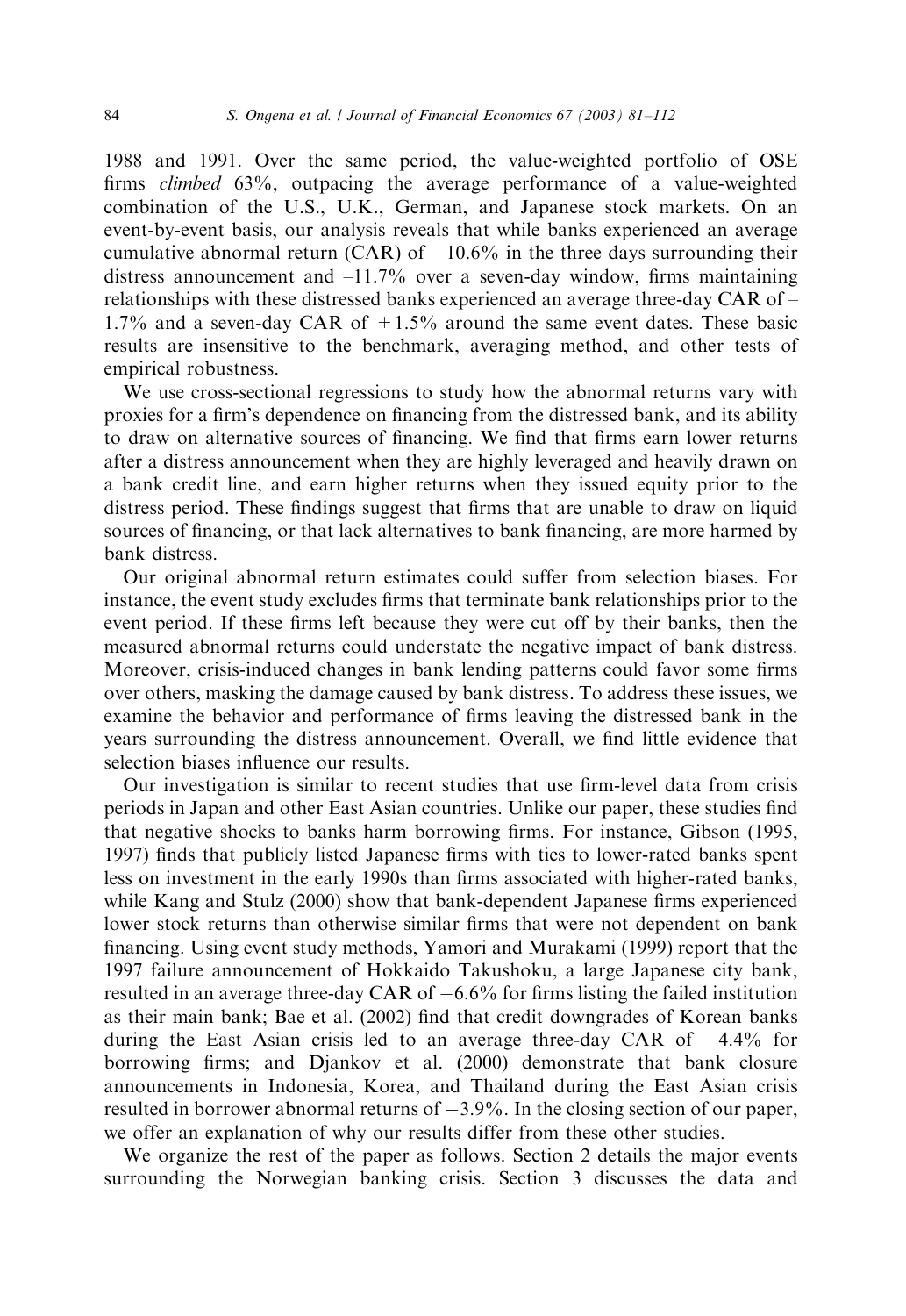1988 and 1991. Over the same period, the value-weighted portfolio of OSE firms *climbed* 63%, outpacing the average performance of a value-weighted combination of the U.S., U.K., German, and Japanese stock markets. On an event-by-event basis, our analysis reveals that while banks experienced an average cumulative abnormal return (CAR) of −10.6% in the three days surrounding their distress announcement and –11.7% over a seven-day window, firms maintaining relationships with these distressed banks experienced an average three-day CAR of –1.7% and a seven-day CAR of +1.5% around the same event dates. These basic results are insensitive to the benchmark, averaging method, and other tests of empirical robustness.

We use cross-sectional regressions to study how the abnormal returns vary with proxies for a firm's dependence on financing from the distressed bank, and its ability to draw on alternative sources of financing. We find that firms earn lower returns after a distress announcement when they are highly leveraged and heavily drawn on a bank credit line, and earn higher returns when they issued equity prior to the distress period. These findings suggest that firms that are unable to draw on liquid sources of financing, or that lack alternatives to bank financing, are more harmed by bank distress.

Our original abnormal return estimates could suffer from selection biases. For instance, the event study excludes firms that terminate bank relationships prior to the event period. If these firms left because they were cut off by their banks, then the measured abnormal returns could understate the negative impact of bank distress. Moreover, crisis-induced changes in bank lending patterns could favor some firms over others, masking the damage caused by bank distress. To address these issues, we examine the behavior and performance of firms leaving the distressed bank in the years surrounding the distress announcement. Overall, we find little evidence that selection biases influence our results.

Our investigation is similar to recent studies that use firm-level data from crisis periods in Japan and other East Asian countries. Unlike our paper, these studies find that negative shocks to banks harm borrowing firms. For instance, Gibson (1995, 1997) finds that publicly listed Japanese firms with ties to lower-rated banks spent less on investment in the early 1990s than firms associated with higher-rated banks, while Kang and Stulz (2000) show that bank-dependent Japanese firms experienced lower stock returns than otherwise similar firms that were not dependent on bank financing. Using event study methods, Yamori and Murakami (1999) report that the 1997 failure announcement of Hokkaido Takushoku, a large Japanese city bank, resulted in an average three-day CAR of −6.6% for firms listing the failed institution as their main bank; Bae et al. (2002) find that credit downgrades of Korean banks during the East Asian crisis led to an average three-day CAR of −4.4% for borrowing firms; and Djankov et al. (2000) demonstrate that bank closure announcements in Indonesia, Korea, and Thailand during the East Asian crisis resulted in borrower abnormal returns of −3.9%. In the closing section of our paper, we offer an explanation of why our results differ from these other studies.

We organize the rest of the paper as follows. Section 2 details the major events surrounding the Norwegian banking crisis. Section 3 discusses the data and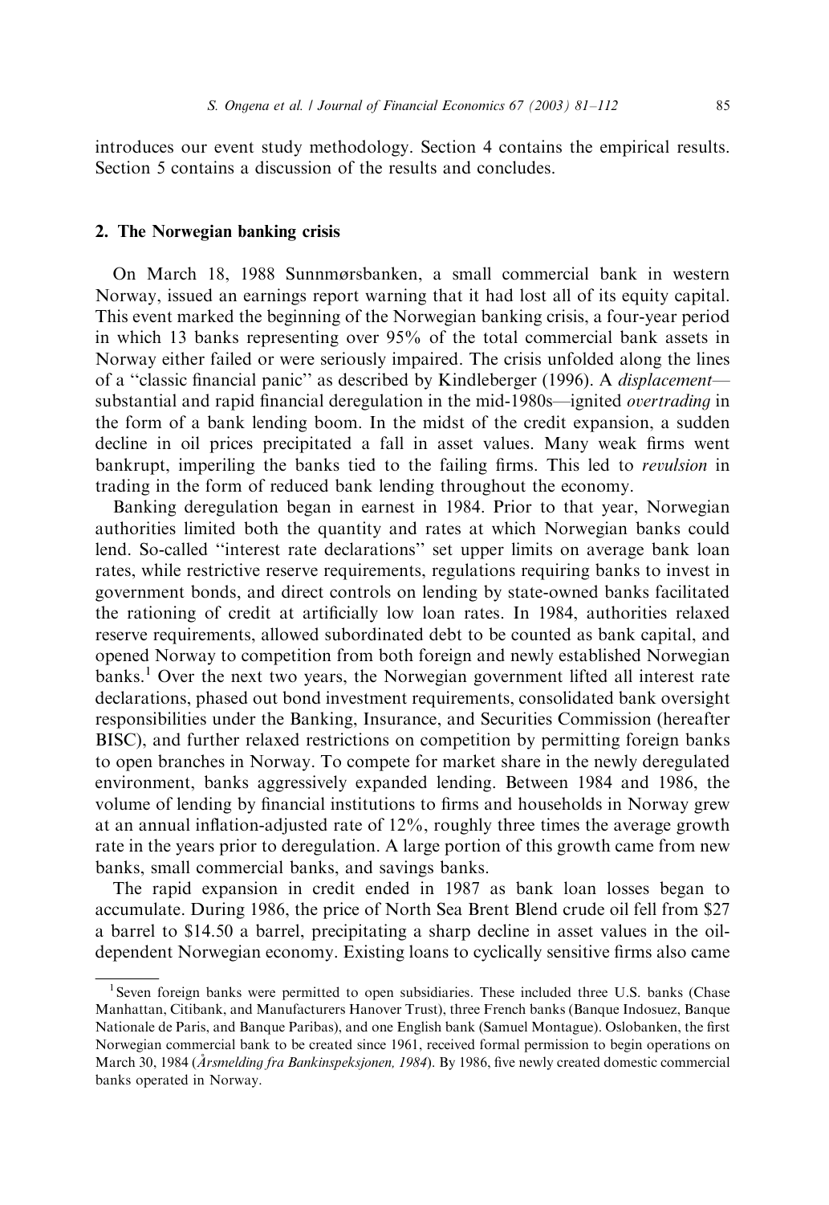introduces our event study methodology. Section 4 contains the empirical results. Section 5 contains a discussion of the results and concludes.

## 2. The Norwegian banking crisis

On March 18, 1988 Sunnmørsbanken, a small commercial bank in western Norway, issued an earnings report warning that it had lost all of its equity capital. This event marked the beginning of the Norwegian banking crisis, a four-year period in which 13 banks representing over 95% of the total commercial bank assets in Norway either failed or were seriously impaired. The crisis unfolded along the lines of a "classic financial panic" as described by Kindleberger (1996). A *displacement*—substantial and rapid financial deregulation in the mid-1980s—ignited *overtrading* in the form of a bank lending boom. In the midst of the credit expansion, a sudden decline in oil prices precipitated a fall in asset values. Many weak firms went bankrupt, imperiling the banks tied to the failing firms. This led to *revulsion* in trading in the form of reduced bank lending throughout the economy.

Banking deregulation began in earnest in 1984. Prior to that year, Norwegian authorities limited both the quantity and rates at which Norwegian banks could lend. So-called "interest rate declarations" set upper limits on average bank loan rates, while restrictive reserve requirements, regulations requiring banks to invest in government bonds, and direct controls on lending by state-owned banks facilitated the rationing of credit at artificially low loan rates. In 1984, authorities relaxed reserve requirements, allowed subordinated debt to be counted as bank capital, and opened Norway to competition from both foreign and newly established Norwegian banks.[1] Over the next two years, the Norwegian government lifted all interest rate declarations, phased out bond investment requirements, consolidated bank oversight responsibilities under the Banking, Insurance, and Securities Commission (hereafter BISC), and further relaxed restrictions on competition by permitting foreign banks to open branches in Norway. To compete for market share in the newly deregulated environment, banks aggressively expanded lending. Between 1984 and 1986, the volume of lending by financial institutions to firms and households in Norway grew at an annual inflation-adjusted rate of 12%, roughly three times the average growth rate in the years prior to deregulation. A large portion of this growth came from new banks, small commercial banks, and savings banks.

The rapid expansion in credit ended in 1987 as bank loan losses began to accumulate. During 1986, the price of North Sea Brent Blend crude oil fell from $27 a barrel to $14.50 a barrel, precipitating a sharp decline in asset values in the oil-dependent Norwegian economy. Existing loans to cyclically sensitive firms also came

[1] Seven foreign banks were permitted to open subsidiaries. These included three U.S. banks (Chase Manhattan, Citibank, and Manufacturers Hanover Trust), three French banks (Banque Indosuez, Banque Nationale de Paris, and Banque Paribas), and one English bank (Samuel Montague). Oslobanken, the first Norwegian commercial bank to be created since 1961, received formal permission to begin operations on March 30, 1984 (*Årsmelding fra Bankinspeksjonen, 1984*). By 1986, five newly created domestic commercial banks operated in Norway.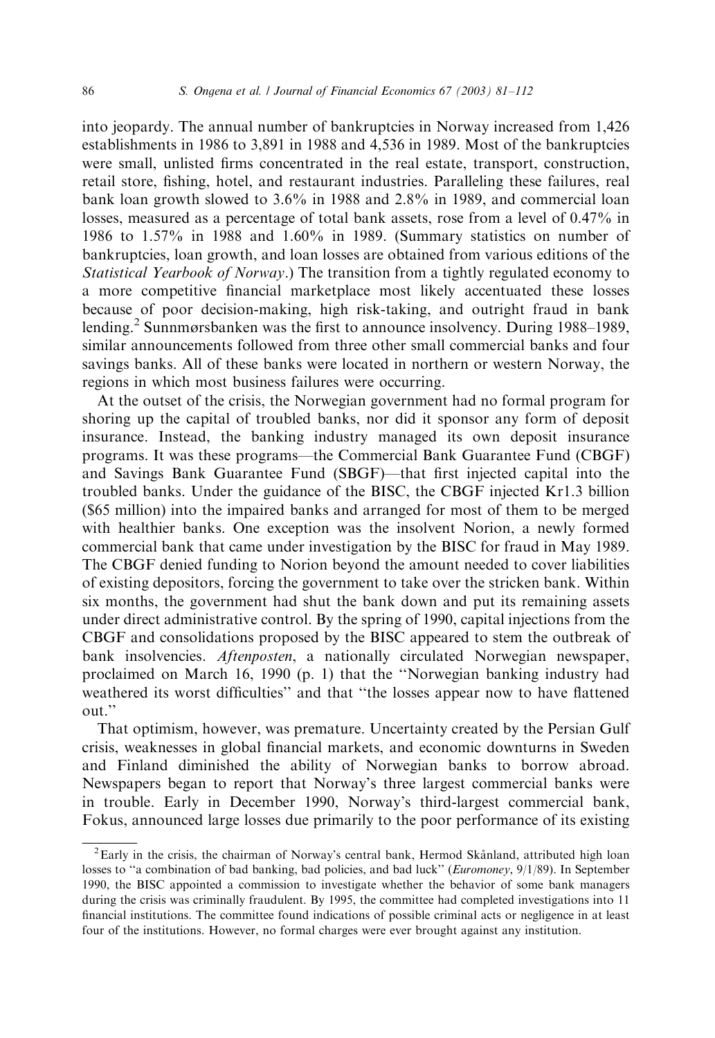into jeopardy. The annual number of bankruptcies in Norway increased from 1,426 establishments in 1986 to 3,891 in 1988 and 4,536 in 1989. Most of the bankruptcies were small, unlisted firms concentrated in the real estate, transport, construction, retail store, fishing, hotel, and restaurant industries. Paralleling these failures, real bank loan growth slowed to 3.6% in 1988 and 2.8% in 1989, and commercial loan losses, measured as a percentage of total bank assets, rose from a level of 0.47% in 1986 to 1.57% in 1988 and 1.60% in 1989. (Summary statistics on number of bankruptcies, loan growth, and loan losses are obtained from various editions of the *Statistical Yearbook of Norway*.) The transition from a tightly regulated economy to a more competitive financial marketplace most likely accentuated these losses because of poor decision-making, high risk-taking, and outright fraud in bank lending.[2] Sunnmørsbanken was the first to announce insolvency. During 1988–1989, similar announcements followed from three other small commercial banks and four savings banks. All of these banks were located in northern or western Norway, the regions in which most business failures were occurring.

At the outset of the crisis, the Norwegian government had no formal program for shoring up the capital of troubled banks, nor did it sponsor any form of deposit insurance. Instead, the banking industry managed its own deposit insurance programs. It was these programs—the Commercial Bank Guarantee Fund (CBGF) and Savings Bank Guarantee Fund (SBGF)—that first injected capital into the troubled banks. Under the guidance of the BISC, the CBGF injected Kr1.3 billion ($65 million) into the impaired banks and arranged for most of them to be merged with healthier banks. One exception was the insolvent Norion, a newly formed commercial bank that came under investigation by the BISC for fraud in May 1989. The CBGF denied funding to Norion beyond the amount needed to cover liabilities of existing depositors, forcing the government to take over the stricken bank. Within six months, the government had shut the bank down and put its remaining assets under direct administrative control. By the spring of 1990, capital injections from the CBGF and consolidations proposed by the BISC appeared to stem the outbreak of bank insolvencies. *Aftenposten*, a nationally circulated Norwegian newspaper, proclaimed on March 16, 1990 (p. 1) that the "Norwegian banking industry had weathered its worst difficulties" and that "the losses appear now to have flattened out."

That optimism, however, was premature. Uncertainty created by the Persian Gulf crisis, weaknesses in global financial markets, and economic downturns in Sweden and Finland diminished the ability of Norwegian banks to borrow abroad. Newspapers began to report that Norway's three largest commercial banks were in trouble. Early in December 1990, Norway's third-largest commercial bank, Fokus, announced large losses due primarily to the poor performance of its existing

[2] Early in the crisis, the chairman of Norway's central bank, Hermod Skånland, attributed high loan losses to "a combination of bad banking, bad policies, and bad luck" (*Euromoney*, 9/1/89). In September 1990, the BISC appointed a commission to investigate whether the behavior of some bank managers during the crisis was criminally fraudulent. By 1995, the committee had completed investigations into 11 financial institutions. The committee found indications of possible criminal acts or negligence in at least four of the institutions. However, no formal charges were ever brought against any institution.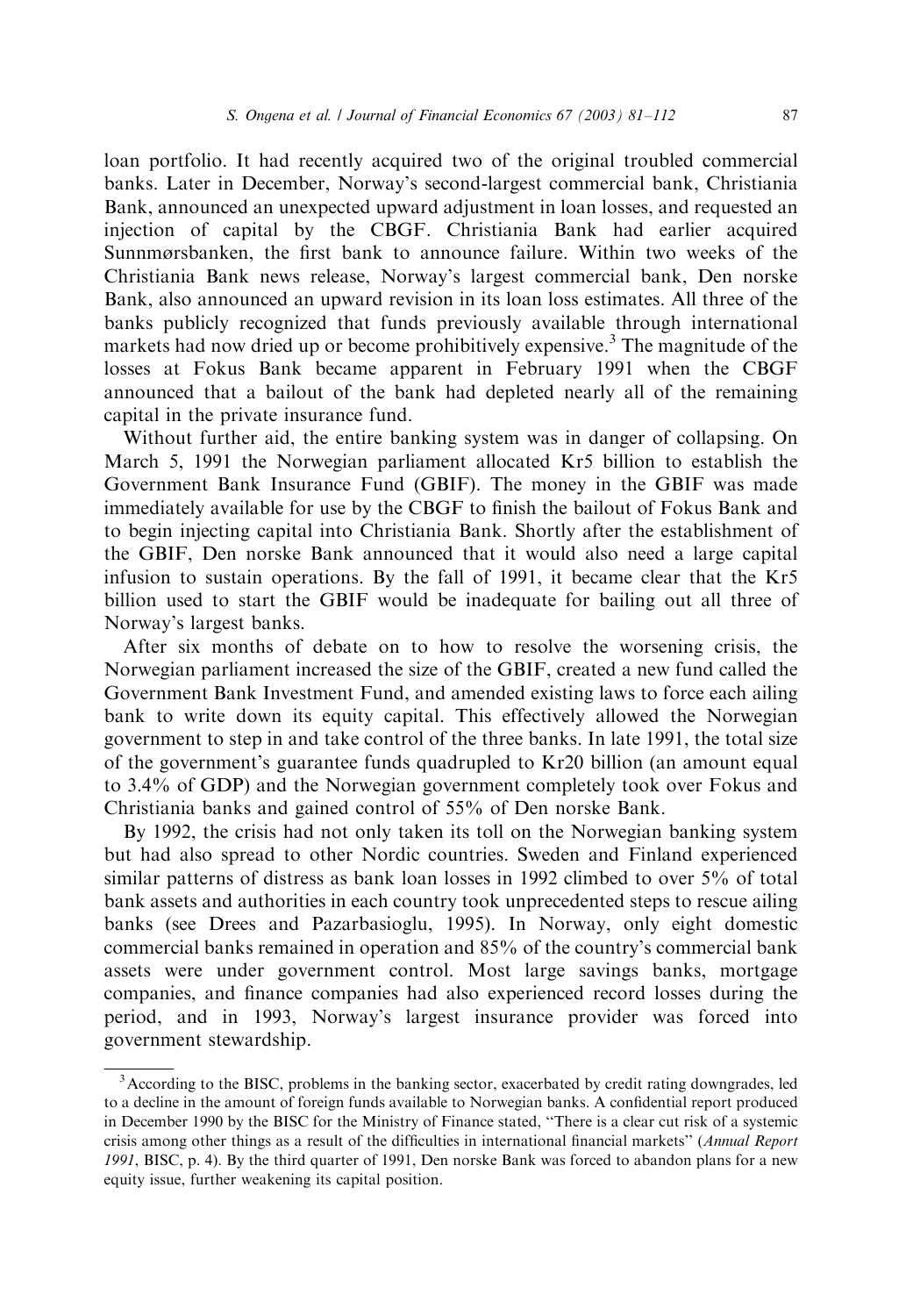loan portfolio. It had recently acquired two of the original troubled commercial banks. Later in December, Norway's second-largest commercial bank, Christiania Bank, announced an unexpected upward adjustment in loan losses, and requested an injection of capital by the CBGF. Christiania Bank had earlier acquired Sunnmørsbanken, the first bank to announce failure. Within two weeks of the Christiania Bank news release, Norway's largest commercial bank, Den norske Bank, also announced an upward revision in its loan loss estimates. All three of the banks publicly recognized that funds previously available through international markets had now dried up or become prohibitively expensive.[3] The magnitude of the losses at Fokus Bank became apparent in February 1991 when the CBGF announced that a bailout of the bank had depleted nearly all of the remaining capital in the private insurance fund.

Without further aid, the entire banking system was in danger of collapsing. On March 5, 1991 the Norwegian parliament allocated Kr5 billion to establish the Government Bank Insurance Fund (GBIF). The money in the GBIF was made immediately available for use by the CBGF to finish the bailout of Fokus Bank and to begin injecting capital into Christiania Bank. Shortly after the establishment of the GBIF, Den norske Bank announced that it would also need a large capital infusion to sustain operations. By the fall of 1991, it became clear that the Kr5 billion used to start the GBIF would be inadequate for bailing out all three of Norway's largest banks.

After six months of debate on to how to resolve the worsening crisis, the Norwegian parliament increased the size of the GBIF, created a new fund called the Government Bank Investment Fund, and amended existing laws to force each ailing bank to write down its equity capital. This effectively allowed the Norwegian government to step in and take control of the three banks. In late 1991, the total size of the government's guarantee funds quadrupled to Kr20 billion (an amount equal to 3.4% of GDP) and the Norwegian government completely took over Fokus and Christiania banks and gained control of 55% of Den norske Bank.

By 1992, the crisis had not only taken its toll on the Norwegian banking system but had also spread to other Nordic countries. Sweden and Finland experienced similar patterns of distress as bank loan losses in 1992 climbed to over 5% of total bank assets and authorities in each country took unprecedented steps to rescue ailing banks (see Drees and Pazarbasioglu, 1995). In Norway, only eight domestic commercial banks remained in operation and 85% of the country's commercial bank assets were under government control. Most large savings banks, mortgage companies, and finance companies had also experienced record losses during the period, and in 1993, Norway's largest insurance provider was forced into government stewardship.

[3] According to the BISC, problems in the banking sector, exacerbated by credit rating downgrades, led to a decline in the amount of foreign funds available to Norwegian banks. A confidential report produced in December 1990 by the BISC for the Ministry of Finance stated, "There is a clear cut risk of a systemic crisis among other things as a result of the difficulties in international financial markets" (*Annual Report 1991*, BISC, p. 4). By the third quarter of 1991, Den norske Bank was forced to abandon plans for a new equity issue, further weakening its capital position.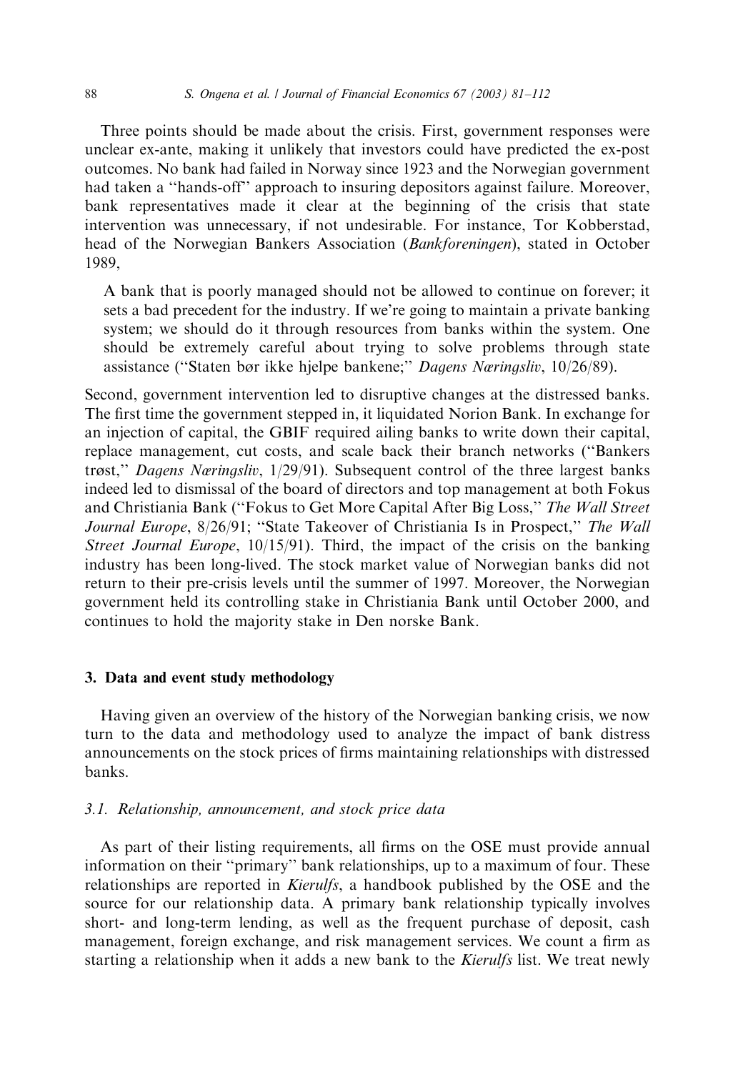Three points should be made about the crisis. First, government responses were unclear ex-ante, making it unlikely that investors could have predicted the ex-post outcomes. No bank had failed in Norway since 1923 and the Norwegian government had taken a "hands-off" approach to insuring depositors against failure. Moreover, bank representatives made it clear at the beginning of the crisis that state intervention was unnecessary, if not undesirable. For instance, Tor Kobberstad, head of the Norwegian Bankers Association (*Bankforeningen*), stated in October 1989,

> A bank that is poorly managed should not be allowed to continue on forever; it sets a bad precedent for the industry. If we're going to maintain a private banking system; we should do it through resources from banks within the system. One should be extremely careful about trying to solve problems through state assistance ("Staten bør ikke hjelpe bankene;" *Dagens Næringsliv*, 10/26/89).

Second, government intervention led to disruptive changes at the distressed banks. The first time the government stepped in, it liquidated Norion Bank. In exchange for an injection of capital, the GBIF required ailing banks to write down their capital, replace management, cut costs, and scale back their branch networks ("Bankers trøst," *Dagens Næringsliv*, 1/29/91). Subsequent control of the three largest banks indeed led to dismissal of the board of directors and top management at both Fokus and Christiania Bank ("Fokus to Get More Capital After Big Loss," *The Wall Street Journal Europe*, 8/26/91; "State Takeover of Christiania Is in Prospect," *The Wall Street Journal Europe*, 10/15/91). Third, the impact of the crisis on the banking industry has been long-lived. The stock market value of Norwegian banks did not return to their pre-crisis levels until the summer of 1997. Moreover, the Norwegian government held its controlling stake in Christiania Bank until October 2000, and continues to hold the majority stake in Den norske Bank.

## 3. Data and event study methodology

Having given an overview of the history of the Norwegian banking crisis, we now turn to the data and methodology used to analyze the impact of bank distress announcements on the stock prices of firms maintaining relationships with distressed banks.

### 3.1. Relationship, announcement, and stock price data

As part of their listing requirements, all firms on the OSE must provide annual information on their "primary" bank relationships, up to a maximum of four. These relationships are reported in *Kierulfs*, a handbook published by the OSE and the source for our relationship data. A primary bank relationship typically involves short- and long-term lending, as well as the frequent purchase of deposit, cash management, foreign exchange, and risk management services. We count a firm as starting a relationship when it adds a new bank to the *Kierulfs* list. We treat newly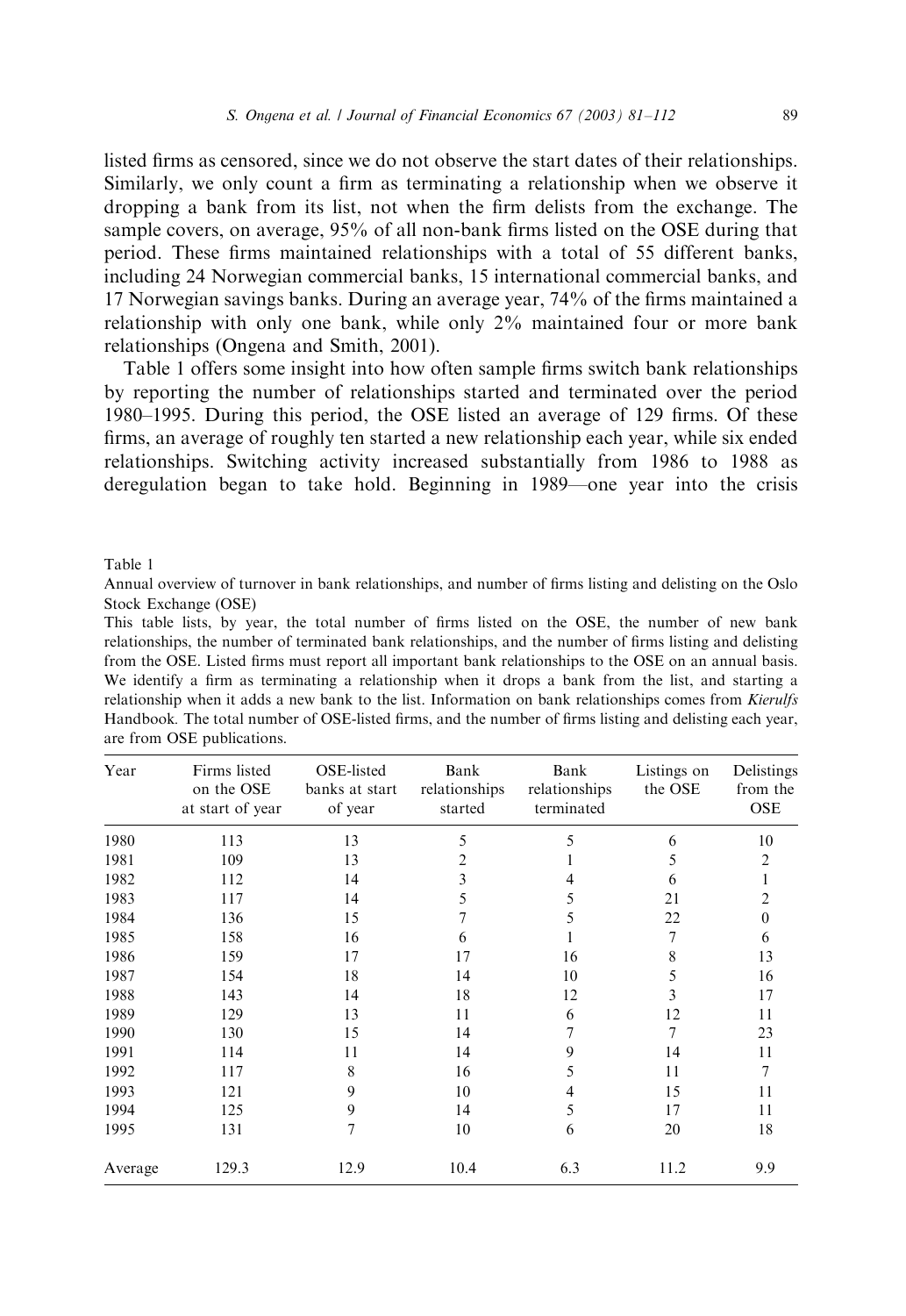listed firms as censored, since we do not observe the start dates of their relationships. Similarly, we only count a firm as terminating a relationship when we observe it dropping a bank from its list, not when the firm delists from the exchange. The sample covers, on average, 95% of all non-bank firms listed on the OSE during that period. These firms maintained relationships with a total of 55 different banks, including 24 Norwegian commercial banks, 15 international commercial banks, and 17 Norwegian savings banks. During an average year, 74% of the firms maintained a relationship with only one bank, while only 2% maintained four or more bank relationships (Ongena and Smith, 2001).

Table 1 offers some insight into how often sample firms switch bank relationships by reporting the number of relationships started and terminated over the period 1980–1995. During this period, the OSE listed an average of 129 firms. Of these firms, an average of roughly ten started a new relationship each year, while six ended relationships. Switching activity increased substantially from 1986 to 1988 as deregulation began to take hold. Beginning in 1989—one year into the crisis

Table 1

Annual overview of turnover in bank relationships, and number of firms listing and delisting on the Oslo Stock Exchange (OSE)

This table lists, by year, the total number of firms listed on the OSE, the number of new bank relationships, the number of terminated bank relationships, and the number of firms listing and delisting from the OSE. Listed firms must report all important bank relationships to the OSE on an annual basis. We identify a firm as terminating a relationship when it drops a bank from the list, and starting a relationship when it adds a new bank to the list. Information on bank relationships comes from *Kierulfs* Handbook. The total number of OSE-listed firms, and the number of firms listing and delisting each year, are from OSE publications.

| Year | Firms listed on the OSE at start of year | OSE-listed banks at start of year | Bank relationships started | Bank relationships terminated | Listings on the OSE | Delistings from the OSE |
|---|---|---|---|---|---|---|
| 1980 | 113 | 13 | 5 | 5 | 6 | 10 |
| 1981 | 109 | 13 | 2 | 1 | 5 | 2 |
| 1982 | 112 | 14 | 3 | 4 | 6 | 1 |
| 1983 | 117 | 14 | 5 | 5 | 21 | 2 |
| 1984 | 136 | 15 | 7 | 5 | 22 | 0 |
| 1985 | 158 | 16 | 6 | 1 | 7 | 6 |
| 1986 | 159 | 17 | 17 | 16 | 8 | 13 |
| 1987 | 154 | 18 | 14 | 10 | 5 | 16 |
| 1988 | 143 | 14 | 18 | 12 | 3 | 17 |
| 1989 | 129 | 13 | 11 | 6 | 12 | 11 |
| 1990 | 130 | 15 | 14 | 7 | 7 | 23 |
| 1991 | 114 | 11 | 14 | 9 | 14 | 11 |
| 1992 | 117 | 8 | 16 | 5 | 11 | 7 |
| 1993 | 121 | 9 | 10 | 4 | 15 | 11 |
| 1994 | 125 | 9 | 14 | 5 | 17 | 11 |
| 1995 | 131 | 7 | 10 | 6 | 20 | 18 |
| Average | 129.3 | 12.9 | 10.4 | 6.3 | 11.2 | 9.9 |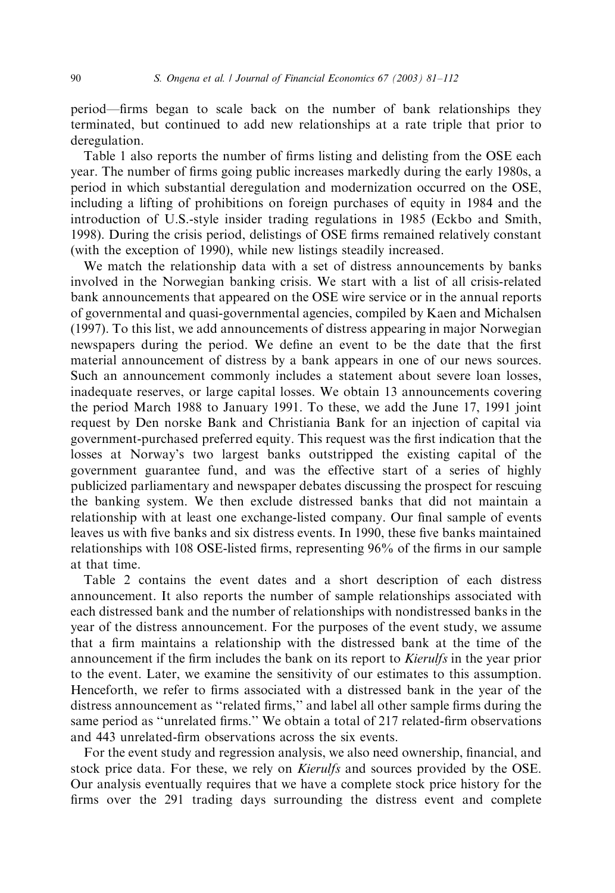period—firms began to scale back on the number of bank relationships they terminated, but continued to add new relationships at a rate triple that prior to deregulation.

Table 1 also reports the number of firms listing and delisting from the OSE each year. The number of firms going public increases markedly during the early 1980s, a period in which substantial deregulation and modernization occurred on the OSE, including a lifting of prohibitions on foreign purchases of equity in 1984 and the introduction of U.S.-style insider trading regulations in 1985 (Eckbo and Smith, 1998). During the crisis period, delistings of OSE firms remained relatively constant (with the exception of 1990), while new listings steadily increased.

We match the relationship data with a set of distress announcements by banks involved in the Norwegian banking crisis. We start with a list of all crisis-related bank announcements that appeared on the OSE wire service or in the annual reports of governmental and quasi-governmental agencies, compiled by Kaen and Michalsen (1997). To this list, we add announcements of distress appearing in major Norwegian newspapers during the period. We define an event to be the date that the first material announcement of distress by a bank appears in one of our news sources. Such an announcement commonly includes a statement about severe loan losses, inadequate reserves, or large capital losses. We obtain 13 announcements covering the period March 1988 to January 1991. To these, we add the June 17, 1991 joint request by Den norske Bank and Christiania Bank for an injection of capital via government-purchased preferred equity. This request was the first indication that the losses at Norway's two largest banks outstripped the existing capital of the government guarantee fund, and was the effective start of a series of highly publicized parliamentary and newspaper debates discussing the prospect for rescuing the banking system. We then exclude distressed banks that did not maintain a relationship with at least one exchange-listed company. Our final sample of events leaves us with five banks and six distress events. In 1990, these five banks maintained relationships with 108 OSE-listed firms, representing 96% of the firms in our sample at that time.

Table 2 contains the event dates and a short description of each distress announcement. It also reports the number of sample relationships associated with each distressed bank and the number of relationships with nondistressed banks in the year of the distress announcement. For the purposes of the event study, we assume that a firm maintains a relationship with the distressed bank at the time of the announcement if the firm includes the bank on its report to *Kierulfs* in the year prior to the event. Later, we examine the sensitivity of our estimates to this assumption. Henceforth, we refer to firms associated with a distressed bank in the year of the distress announcement as "related firms," and label all other sample firms during the same period as "unrelated firms." We obtain a total of 217 related-firm observations and 443 unrelated-firm observations across the six events.

For the event study and regression analysis, we also need ownership, financial, and stock price data. For these, we rely on *Kierulfs* and sources provided by the OSE. Our analysis eventually requires that we have a complete stock price history for the firms over the 291 trading days surrounding the distress event and complete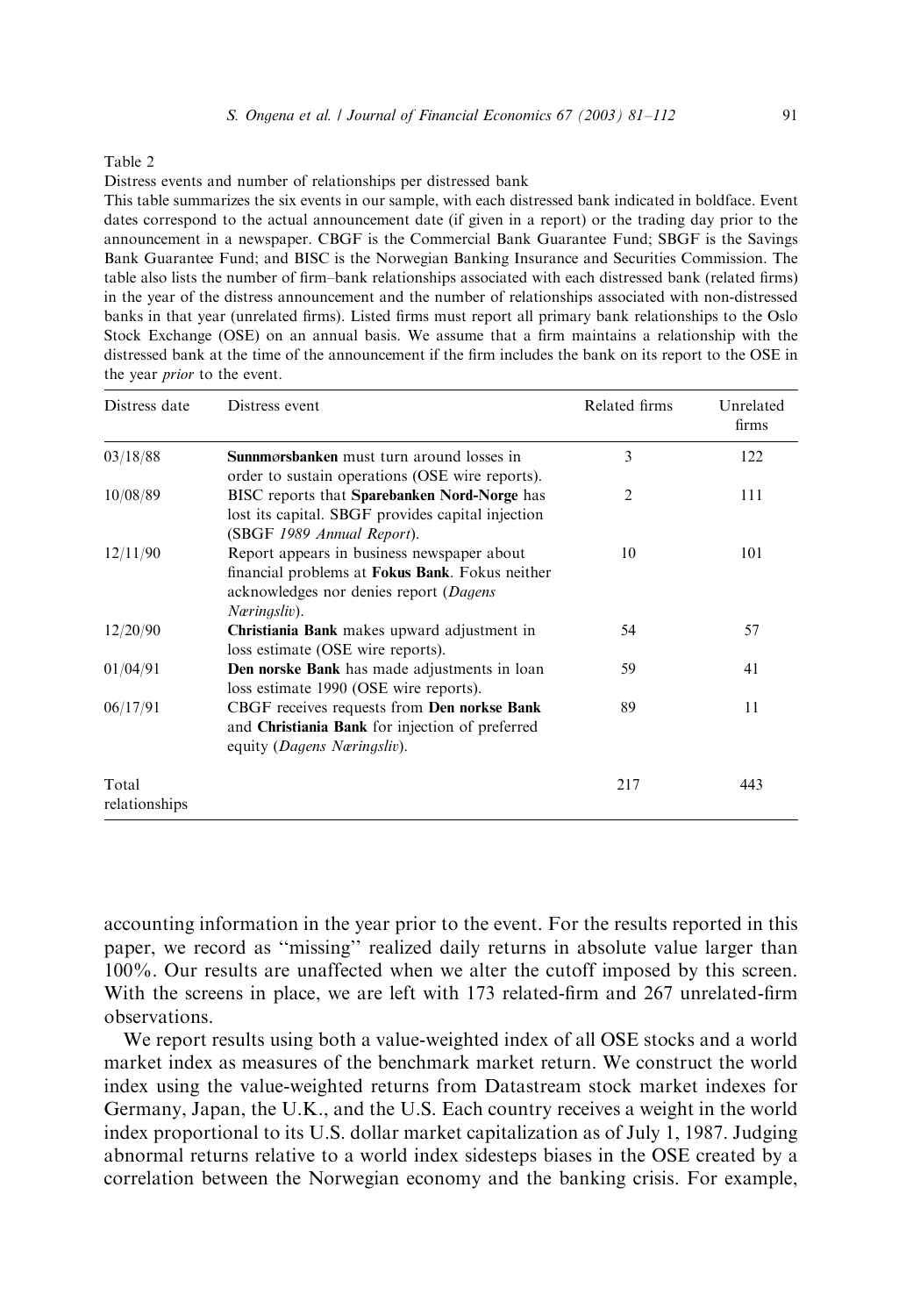Table 2

Distress events and number of relationships per distressed bank

This table summarizes the six events in our sample, with each distressed bank indicated in boldface. Event dates correspond to the actual announcement date (if given in a report) or the trading day prior to the announcement in a newspaper. CBGF is the Commercial Bank Guarantee Fund; SBGF is the Savings Bank Guarantee Fund; and BISC is the Norwegian Banking Insurance and Securities Commission. The table also lists the number of firm–bank relationships associated with each distressed bank (related firms) in the year of the distress announcement and the number of relationships associated with non-distressed banks in that year (unrelated firms). Listed firms must report all primary bank relationships to the Oslo Stock Exchange (OSE) on an annual basis. We assume that a firm maintains a relationship with the distressed bank at the time of the announcement if the firm includes the bank on its report to the OSE in the year *prior* to the event.

| Distress date | Distress event | Related firms | Unrelated firms |
|---|---|---|---|
| 03/18/88 | **Sunnmørsbanken** must turn around losses in order to sustain operations (OSE wire reports). | 3 | 122 |
| 10/08/89 | BISC reports that **Sparebanken Nord-Norge** has lost its capital. SBGF provides capital injection (SBGF *1989 Annual Report*). | 2 | 111 |
| 12/11/90 | Report appears in business newspaper about financial problems at **Fokus Bank**. Fokus neither acknowledges nor denies report (*Dagens Næringsliv*). | 10 | 101 |
| 12/20/90 | **Christiania Bank** makes upward adjustment in loss estimate (OSE wire reports). | 54 | 57 |
| 01/04/91 | **Den norske Bank** has made adjustments in loan loss estimate 1990 (OSE wire reports). | 59 | 41 |
| 06/17/91 | CBGF receives requests from **Den norkse Bank** and **Christiania Bank** for injection of preferred equity (*Dagens Næringsliv*). | 89 | 11 |
| Total relationships | | 217 | 443 |

accounting information in the year prior to the event. For the results reported in this paper, we record as "missing" realized daily returns in absolute value larger than 100%. Our results are unaffected when we alter the cutoff imposed by this screen. With the screens in place, we are left with 173 related-firm and 267 unrelated-firm observations.

We report results using both a value-weighted index of all OSE stocks and a world market index as measures of the benchmark market return. We construct the world index using the value-weighted returns from Datastream stock market indexes for Germany, Japan, the U.K., and the U.S. Each country receives a weight in the world index proportional to its U.S. dollar market capitalization as of July 1, 1987. Judging abnormal returns relative to a world index sidesteps biases in the OSE created by a correlation between the Norwegian economy and the banking crisis. For example,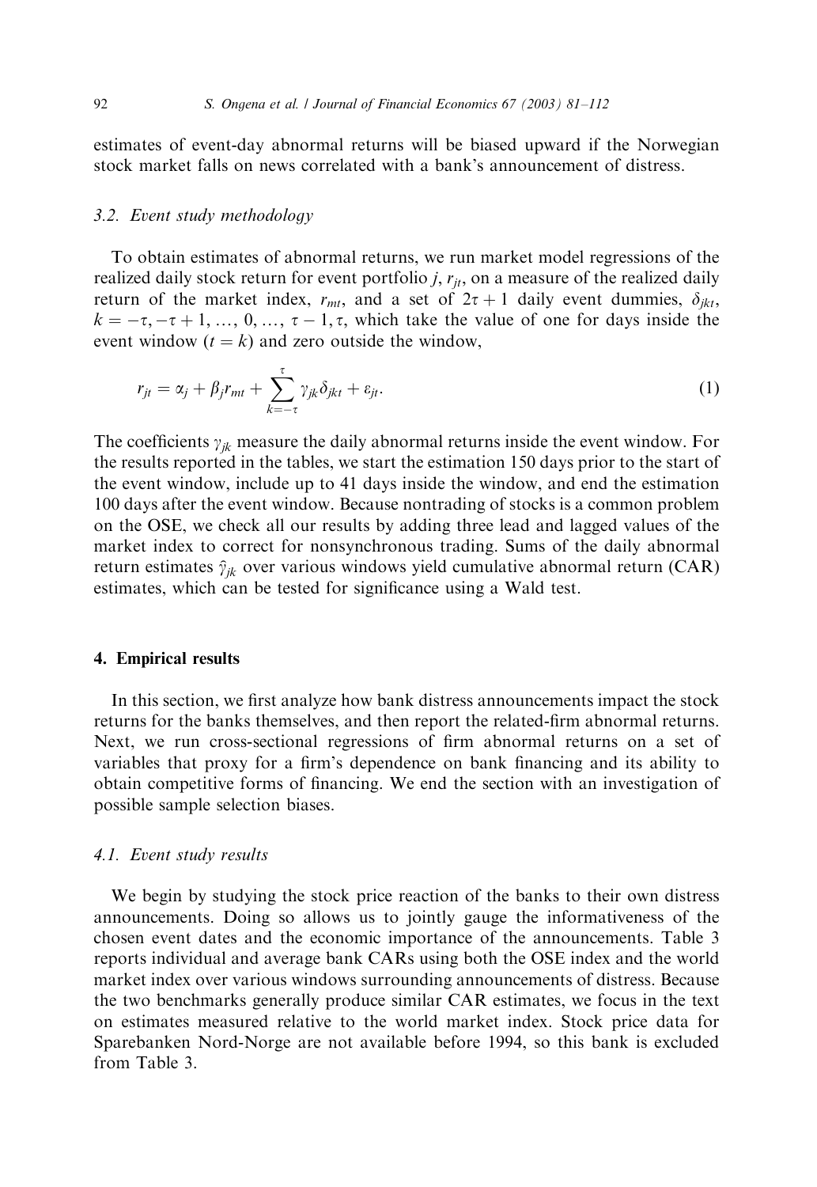estimates of event-day abnormal returns will be biased upward if the Norwegian stock market falls on news correlated with a bank's announcement of distress.

### 3.2. Event study methodology

To obtain estimates of abnormal returns, we run market model regressions of the realized daily stock return for event portfolio $j$, $r_{jt}$, on a measure of the realized daily return of the market index, $r_{mt}$, and a set of $2\tau + 1$ daily event dummies, $\delta_{jkt}$, $k = -\tau, -\tau + 1, \ldots, 0, \ldots, \tau - 1, \tau$, which take the value of one for days inside the event window ($t = k$) and zero outside the window,

$$r_{jt} = \alpha_j + \beta_j r_{mt} + \sum_{k=-\tau}^{\tau} \gamma_{jk} \delta_{jkt} + \varepsilon_{jt}. \tag{1}$$

The coefficients $\gamma_{jk}$ measure the daily abnormal returns inside the event window. For the results reported in the tables, we start the estimation 150 days prior to the start of the event window, include up to 41 days inside the window, and end the estimation 100 days after the event window. Because nontrading of stocks is a common problem on the OSE, we check all our results by adding three lead and lagged values of the market index to correct for nonsynchronous trading. Sums of the daily abnormal return estimates $\hat{\gamma}_{jk}$ over various windows yield cumulative abnormal return (CAR) estimates, which can be tested for significance using a Wald test.

## 4. Empirical results

In this section, we first analyze how bank distress announcements impact the stock returns for the banks themselves, and then report the related-firm abnormal returns. Next, we run cross-sectional regressions of firm abnormal returns on a set of variables that proxy for a firm's dependence on bank financing and its ability to obtain competitive forms of financing. We end the section with an investigation of possible sample selection biases.

### 4.1. Event study results

We begin by studying the stock price reaction of the banks to their own distress announcements. Doing so allows us to jointly gauge the informativeness of the chosen event dates and the economic importance of the announcements. Table 3 reports individual and average bank CARs using both the OSE index and the world market index over various windows surrounding announcements of distress. Because the two benchmarks generally produce similar CAR estimates, we focus in the text on estimates measured relative to the world market index. Stock price data for Sparebanken Nord-Norge are not available before 1994, so this bank is excluded from Table 3.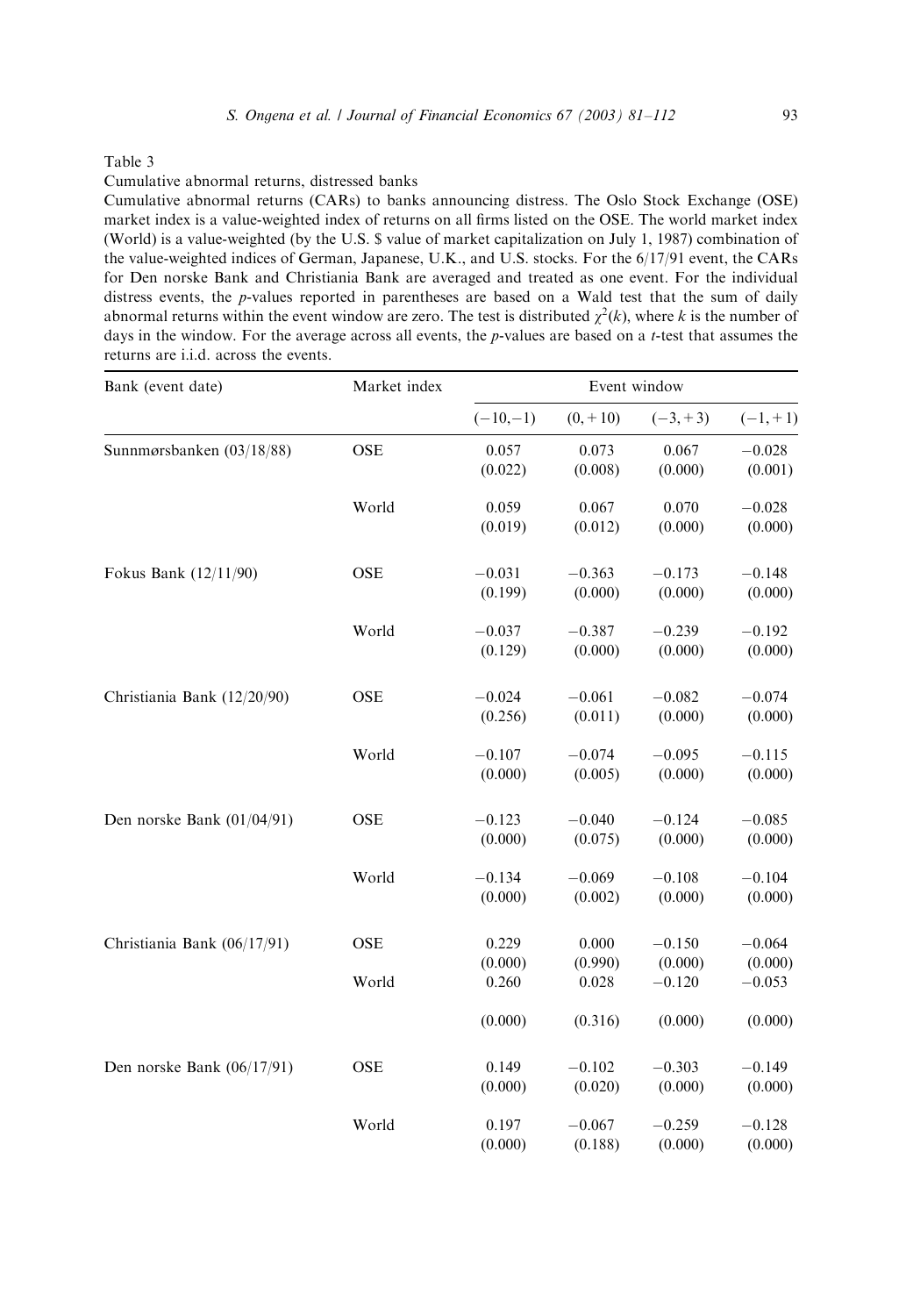Table 3

Cumulative abnormal returns, distressed banks

Cumulative abnormal returns (CARs) to banks announcing distress. The Oslo Stock Exchange (OSE) market index is a value-weighted index of returns on all firms listed on the OSE. The world market index (World) is a value-weighted (by the U.S. $ value of market capitalization on July 1, 1987) combination of the value-weighted indices of German, Japanese, U.K., and U.S. stocks. For the 6/17/91 event, the CARs for Den norske Bank and Christiania Bank are averaged and treated as one event. For the individual distress events, the p-values reported in parentheses are based on a Wald test that the sum of daily abnormal returns within the event window are zero. The test is distributed $\chi^2(k)$, where $k$ is the number of days in the window. For the average across all events, the p-values are based on a t-test that assumes the returns are i.i.d. across the events.

| Bank (event date) | Market index | Event window | | | |
|---|---|---|---|---|---|
| | | $(-10, -1)$ | $(0, +10)$ | $(-3, +3)$ | $(-1, +1)$ |
| Sunnmørsbanken (03/18/88) | OSE | 0.057 | 0.073 | 0.067 | −0.028 |
| | | (0.022) | (0.008) | (0.000) | (0.001) |
| | World | 0.059 | 0.067 | 0.070 | −0.028 |
| | | (0.019) | (0.012) | (0.000) | (0.000) |
| Fokus Bank (12/11/90) | OSE | −0.031 | −0.363 | −0.173 | −0.148 |
| | | (0.199) | (0.000) | (0.000) | (0.000) |
| | World | −0.037 | −0.387 | −0.239 | −0.192 |
| | | (0.129) | (0.000) | (0.000) | (0.000) |
| Christiania Bank (12/20/90) | OSE | −0.024 | −0.061 | −0.082 | −0.074 |
| | | (0.256) | (0.011) | (0.000) | (0.000) |
| | World | −0.107 | −0.074 | −0.095 | −0.115 |
| | | (0.000) | (0.005) | (0.000) | (0.000) |
| Den norske Bank (01/04/91) | OSE | −0.123 | −0.040 | −0.124 | −0.085 |
| | | (0.000) | (0.075) | (0.000) | (0.000) |
| | World | −0.134 | −0.069 | −0.108 | −0.104 |
| | | (0.000) | (0.002) | (0.000) | (0.000) |
| Christiania Bank (06/17/91) | OSE | 0.229 | 0.000 | −0.150 | −0.064 |
| | | (0.000) | (0.990) | (0.000) | (0.000) |
| | World | 0.260 | 0.028 | −0.120 | −0.053 |
| | | (0.000) | (0.316) | (0.000) | (0.000) |
| Den norske Bank (06/17/91) | OSE | 0.149 | −0.102 | −0.303 | −0.149 |
| | | (0.000) | (0.020) | (0.000) | (0.000) |
| | World | 0.197 | −0.067 | −0.259 | −0.128 |
| | | (0.000) | (0.188) | (0.000) | (0.000) |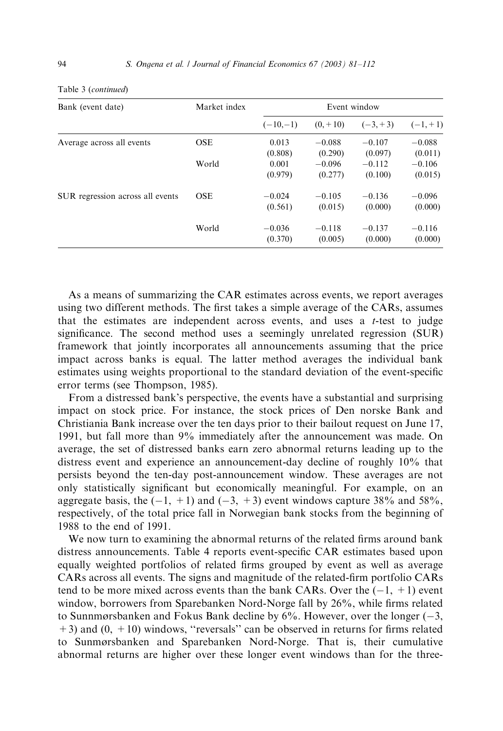Table 3 (*continued*)

| Bank (event date) | Market index | Event window | | | |
|---|---|---|---|---|---|
| | | (−10,−1) | (0, +10) | (−3, +3) | (−1, +1) |
| Average across all events | OSE | 0.013 | −0.088 | −0.107 | −0.088 |
| | | (0.808) | (0.290) | (0.097) | (0.011) |
| | World | 0.001 | −0.096 | −0.112 | −0.106 |
| | | (0.979) | (0.277) | (0.100) | (0.015) |
| SUR regression across all events | OSE | −0.024 | −0.105 | −0.136 | −0.096 |
| | | (0.561) | (0.015) | (0.000) | (0.000) |
| | World | −0.036 | −0.118 | −0.137 | −0.116 |
| | | (0.370) | (0.005) | (0.000) | (0.000) |

As a means of summarizing the CAR estimates across events, we report averages using two different methods. The first takes a simple average of the CARs, assumes that the estimates are independent across events, and uses a *t*-test to judge significance. The second method uses a seemingly unrelated regression (SUR) framework that jointly incorporates all announcements assuming that the price impact across banks is equal. The latter method averages the individual bank estimates using weights proportional to the standard deviation of the event-specific error terms (see Thompson, 1985).

From a distressed bank's perspective, the events have a substantial and surprising impact on stock price. For instance, the stock prices of Den norske Bank and Christiania Bank increase over the ten days prior to their bailout request on June 17, 1991, but fall more than 9% immediately after the announcement was made. On average, the set of distressed banks earn zero abnormal returns leading up to the distress event and experience an announcement-day decline of roughly 10% that persists beyond the ten-day post-announcement window. These averages are not only statistically significant but economically meaningful. For example, on an aggregate basis, the (−1, +1) and (−3, +3) event windows capture 38% and 58%, respectively, of the total price fall in Norwegian bank stocks from the beginning of 1988 to the end of 1991.

We now turn to examining the abnormal returns of the related firms around bank distress announcements. Table 4 reports event-specific CAR estimates based upon equally weighted portfolios of related firms grouped by event as well as average CARs across all events. The signs and magnitude of the related-firm portfolio CARs tend to be more mixed across events than the bank CARs. Over the (−1, +1) event window, borrowers from Sparebanken Nord-Norge fall by 26%, while firms related to Sunnmørsbanken and Fokus Bank decline by 6%. However, over the longer (−3, +3) and (0, +10) windows, "reversals" can be observed in returns for firms related to Sunmørsbanken and Sparebanken Nord-Norge. That is, their cumulative abnormal returns are higher over these longer event windows than for the three-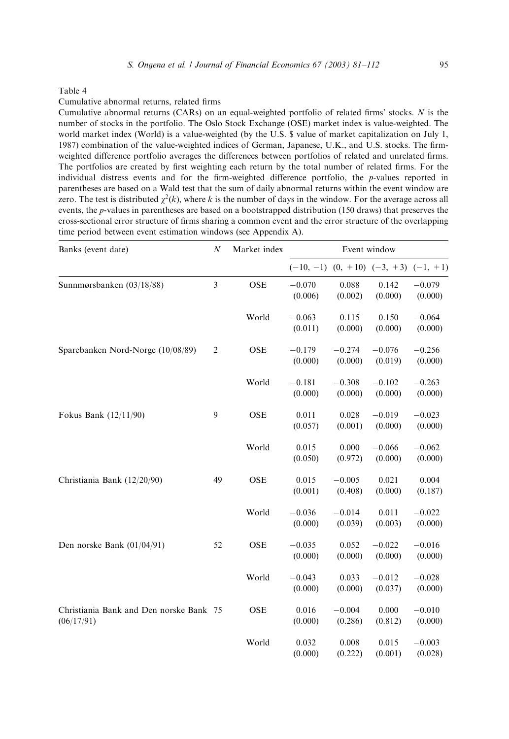Table 4

Cumulative abnormal returns, related firms

Cumulative abnormal returns (CARs) on an equal-weighted portfolio of related firms' stocks. $N$ is the number of stocks in the portfolio. The Oslo Stock Exchange (OSE) market index is value-weighted. The world market index (World) is a value-weighted (by the U.S. $ value of market capitalization on July 1, 1987) combination of the value-weighted indices of German, Japanese, U.K., and U.S. stocks. The firm-weighted difference portfolio averages the differences between portfolios of related and unrelated firms. The portfolios are created by first weighting each return by the total number of related firms. For the individual distress events and for the firm-weighted difference portfolio, the $p$-values reported in parentheses are based on a Wald test that the sum of daily abnormal returns within the event window are zero. The test is distributed $\chi^2(k)$, where $k$ is the number of days in the window. For the average across all events, the $p$-values in parentheses are based on a bootstrapped distribution (150 draws) that preserves the cross-sectional error structure of firms sharing a common event and the error structure of the overlapping time period between event estimation windows (see Appendix A).

| Banks (event date) | $N$ | Market index | Event window | | | |
|---|---|---|---|---|---|---|
| | | | $(-10, -1)$ | $(0, +10)$ | $(-3, +3)$ | $(-1, +1)$ |
| Sunnmørsbanken (03/18/88) | 3 | OSE | −0.070 | 0.088 | 0.142 | −0.079 |
| | | | (0.006) | (0.002) | (0.000) | (0.000) |
| | | World | −0.063 | 0.115 | 0.150 | −0.064 |
| | | | (0.011) | (0.000) | (0.000) | (0.000) |
| Sparebanken Nord-Norge (10/08/89) | 2 | OSE | −0.179 | −0.274 | −0.076 | −0.256 |
| | | | (0.000) | (0.000) | (0.019) | (0.000) |
| | | World | −0.181 | −0.308 | −0.102 | −0.263 |
| | | | (0.000) | (0.000) | (0.000) | (0.000) |
| Fokus Bank (12/11/90) | 9 | OSE | 0.011 | 0.028 | −0.019 | −0.023 |
| | | | (0.057) | (0.001) | (0.000) | (0.000) |
| | | World | 0.015 | 0.000 | −0.066 | −0.062 |
| | | | (0.050) | (0.972) | (0.000) | (0.000) |
| Christiania Bank (12/20/90) | 49 | OSE | 0.015 | −0.005 | 0.021 | 0.004 |
| | | | (0.001) | (0.408) | (0.000) | (0.187) |
| | | World | −0.036 | −0.014 | 0.011 | −0.022 |
| | | | (0.000) | (0.039) | (0.003) | (0.000) |
| Den norske Bank (01/04/91) | 52 | OSE | −0.035 | 0.052 | −0.022 | −0.016 |
| | | | (0.000) | (0.000) | (0.000) | (0.000) |
| | | World | −0.043 | 0.033 | −0.012 | −0.028 |
| | | | (0.000) | (0.000) | (0.037) | (0.000) |
| Christiania Bank and Den norske Bank (06/17/91) | 75 | OSE | 0.016 | −0.004 | 0.000 | −0.010 |
| | | | (0.000) | (0.286) | (0.812) | (0.000) |
| | | World | 0.032 | 0.008 | 0.015 | −0.003 |
| | | | (0.000) | (0.222) | (0.001) | (0.028) |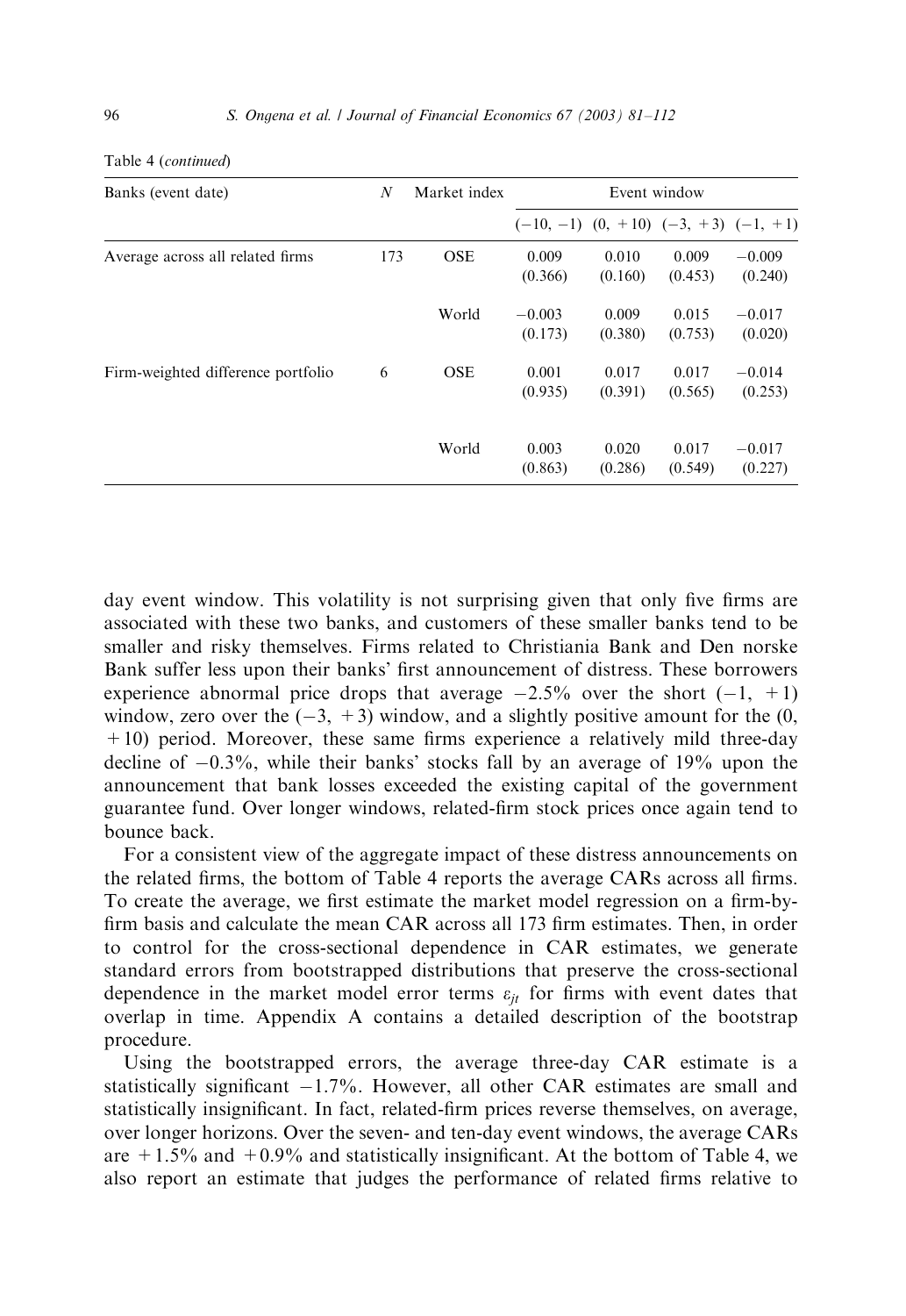Table 4 (*continued*)

| Banks (event date) | $N$ | Market index | Event window | | | |
|---|---|---|---|---|---|---|
| | | | $(-10, -1)$ | $(0, +10)$ | $(-3, +3)$ | $(-1, +1)$ |
| Average across all related firms | 173 | OSE | 0.009 | 0.010 | 0.009 | $-0.009$ |
| | | | (0.366) | (0.160) | (0.453) | (0.240) |
| | | World | $-0.003$ | 0.009 | 0.015 | $-0.017$ |
| | | | (0.173) | (0.380) | (0.753) | (0.020) |
| Firm-weighted difference portfolio | 6 | OSE | 0.001 | 0.017 | 0.017 | $-0.014$ |
| | | | (0.935) | (0.391) | (0.565) | (0.253) |
| | | World | 0.003 | 0.020 | 0.017 | $-0.017$ |
| | | | (0.863) | (0.286) | (0.549) | (0.227) |

day event window. This volatility is not surprising given that only five firms are associated with these two banks, and customers of these smaller banks tend to be smaller and risky themselves. Firms related to Christiania Bank and Den norske Bank suffer less upon their banks' first announcement of distress. These borrowers experience abnormal price drops that average $-2.5\%$ over the short $(-1, +1)$ window, zero over the $(-3, +3)$ window, and a slightly positive amount for the $(0, +10)$ period. Moreover, these same firms experience a relatively mild three-day decline of $-0.3\%$, while their banks' stocks fall by an average of 19% upon the announcement that bank losses exceeded the existing capital of the government guarantee fund. Over longer windows, related-firm stock prices once again tend to bounce back.

For a consistent view of the aggregate impact of these distress announcements on the related firms, the bottom of Table 4 reports the average CARs across all firms. To create the average, we first estimate the market model regression on a firm-by-firm basis and calculate the mean CAR across all 173 firm estimates. Then, in order to control for the cross-sectional dependence in CAR estimates, we generate standard errors from bootstrapped distributions that preserve the cross-sectional dependence in the market model error terms $\varepsilon_{jt}$ for firms with event dates that overlap in time. Appendix A contains a detailed description of the bootstrap procedure.

Using the bootstrapped errors, the average three-day CAR estimate is a statistically significant $-1.7\%$. However, all other CAR estimates are small and statistically insignificant. In fact, related-firm prices reverse themselves, on average, over longer horizons. Over the seven- and ten-day event windows, the average CARs are $+1.5\%$ and $+0.9\%$ and statistically insignificant. At the bottom of Table 4, we also report an estimate that judges the performance of related firms relative to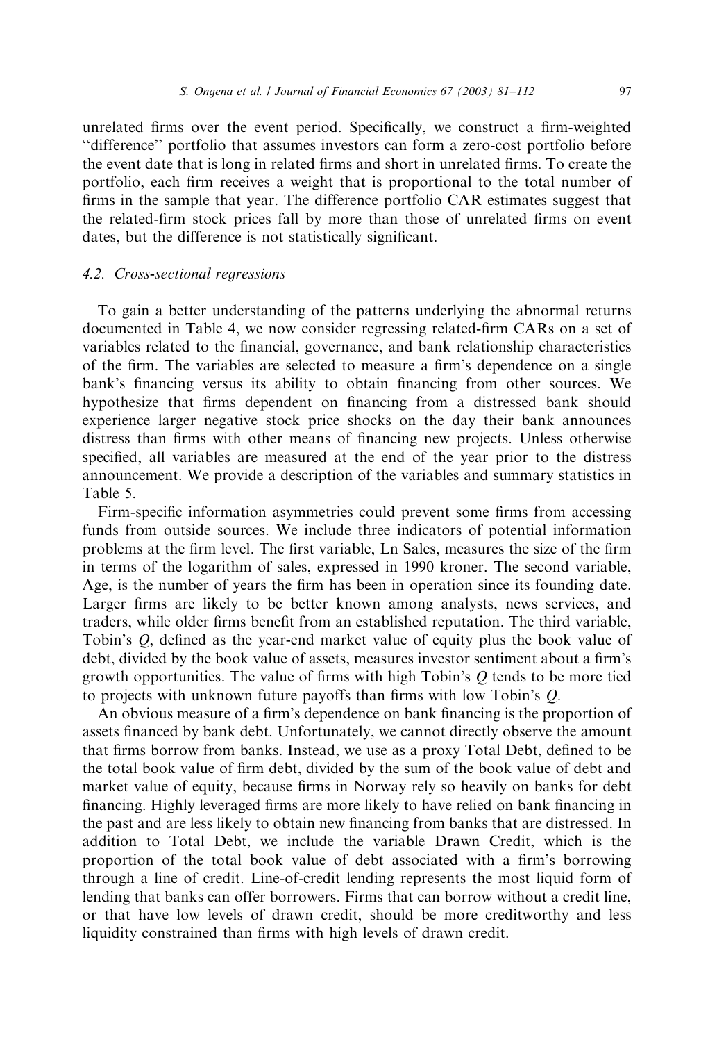unrelated firms over the event period. Specifically, we construct a firm-weighted "difference" portfolio that assumes investors can form a zero-cost portfolio before the event date that is long in related firms and short in unrelated firms. To create the portfolio, each firm receives a weight that is proportional to the total number of firms in the sample that year. The difference portfolio CAR estimates suggest that the related-firm stock prices fall by more than those of unrelated firms on event dates, but the difference is not statistically significant.

### 4.2. Cross-sectional regressions

To gain a better understanding of the patterns underlying the abnormal returns documented in Table 4, we now consider regressing related-firm CARs on a set of variables related to the financial, governance, and bank relationship characteristics of the firm. The variables are selected to measure a firm's dependence on a single bank's financing versus its ability to obtain financing from other sources. We hypothesize that firms dependent on financing from a distressed bank should experience larger negative stock price shocks on the day their bank announces distress than firms with other means of financing new projects. Unless otherwise specified, all variables are measured at the end of the year prior to the distress announcement. We provide a description of the variables and summary statistics in Table 5.

Firm-specific information asymmetries could prevent some firms from accessing funds from outside sources. We include three indicators of potential information problems at the firm level. The first variable, Ln Sales, measures the size of the firm in terms of the logarithm of sales, expressed in 1990 kroner. The second variable, Age, is the number of years the firm has been in operation since its founding date. Larger firms are likely to be better known among analysts, news services, and traders, while older firms benefit from an established reputation. The third variable, Tobin's $Q$, defined as the year-end market value of equity plus the book value of debt, divided by the book value of assets, measures investor sentiment about a firm's growth opportunities. The value of firms with high Tobin's $Q$ tends to be more tied to projects with unknown future payoffs than firms with low Tobin's $Q$.

An obvious measure of a firm's dependence on bank financing is the proportion of assets financed by bank debt. Unfortunately, we cannot directly observe the amount that firms borrow from banks. Instead, we use as a proxy Total Debt, defined to be the total book value of firm debt, divided by the sum of the book value of debt and market value of equity, because firms in Norway rely so heavily on banks for debt financing. Highly leveraged firms are more likely to have relied on bank financing in the past and are less likely to obtain new financing from banks that are distressed. In addition to Total Debt, we include the variable Drawn Credit, which is the proportion of the total book value of debt associated with a firm's borrowing through a line of credit. Line-of-credit lending represents the most liquid form of lending that banks can offer borrowers. Firms that can borrow without a credit line, or that have low levels of drawn credit, should be more creditworthy and less liquidity constrained than firms with high levels of drawn credit.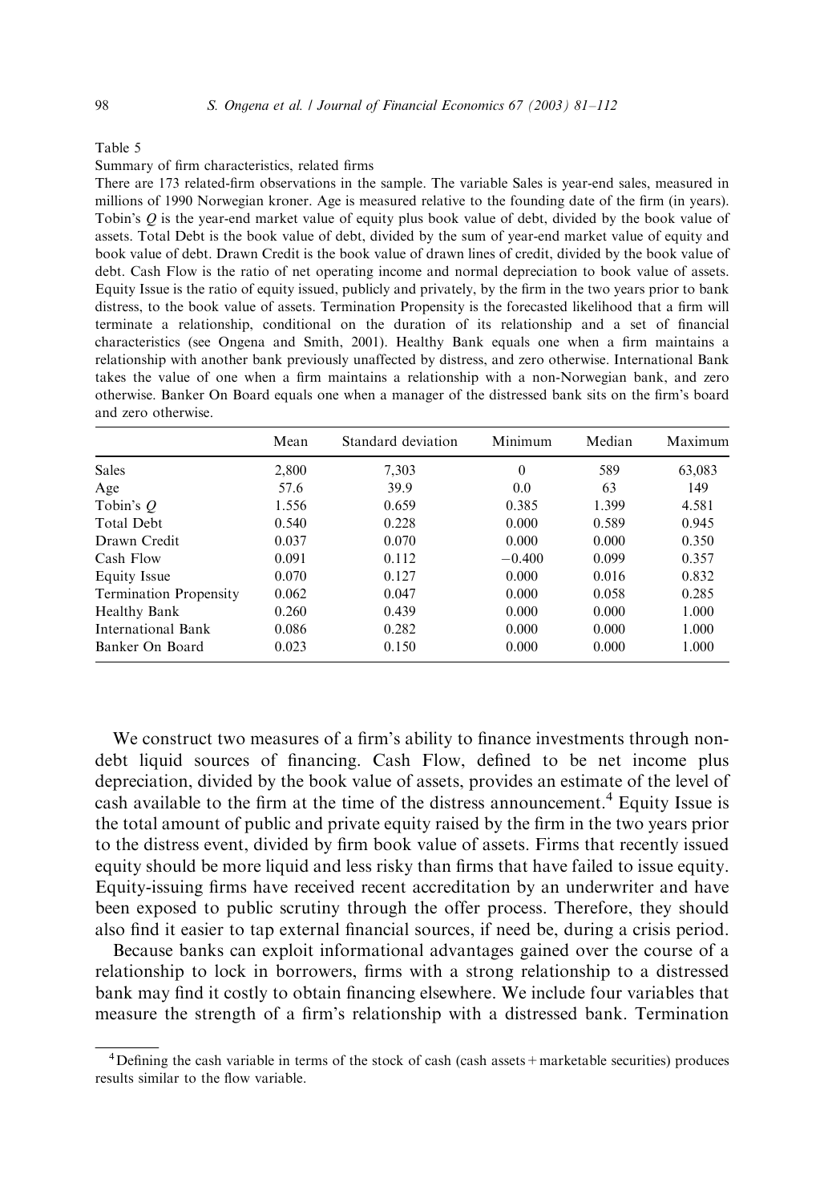Table 5

Summary of firm characteristics, related firms

There are 173 related-firm observations in the sample. The variable Sales is year-end sales, measured in millions of 1990 Norwegian kroner. Age is measured relative to the founding date of the firm (in years). Tobin's $Q$ is the year-end market value of equity plus book value of debt, divided by the book value of assets. Total Debt is the book value of debt, divided by the sum of year-end market value of equity and book value of debt. Drawn Credit is the book value of drawn lines of credit, divided by the book value of debt. Cash Flow is the ratio of net operating income and normal depreciation to book value of assets. Equity Issue is the ratio of equity issued, publicly and privately, by the firm in the two years prior to bank distress, to the book value of assets. Termination Propensity is the forecasted likelihood that a firm will terminate a relationship, conditional on the duration of its relationship and a set of financial characteristics (see Ongena and Smith, 2001). Healthy Bank equals one when a firm maintains a relationship with another bank previously unaffected by distress, and zero otherwise. International Bank takes the value of one when a firm maintains a relationship with a non-Norwegian bank, and zero otherwise. Banker On Board equals one when a manager of the distressed bank sits on the firm's board and zero otherwise.

| | Mean | Standard deviation | Minimum | Median | Maximum |
|---|---|---|---|---|---|
| Sales | 2,800 | 7,303 | 0 | 589 | 63,083 |
| Age | 57.6 | 39.9 | 0.0 | 63 | 149 |
| Tobin's $Q$ | 1.556 | 0.659 | 0.385 | 1.399 | 4.581 |
| Total Debt | 0.540 | 0.228 | 0.000 | 0.589 | 0.945 |
| Drawn Credit | 0.037 | 0.070 | 0.000 | 0.000 | 0.350 |
| Cash Flow | 0.091 | 0.112 | −0.400 | 0.099 | 0.357 |
| Equity Issue | 0.070 | 0.127 | 0.000 | 0.016 | 0.832 |
| Termination Propensity | 0.062 | 0.047 | 0.000 | 0.058 | 0.285 |
| Healthy Bank | 0.260 | 0.439 | 0.000 | 0.000 | 1.000 |
| International Bank | 0.086 | 0.282 | 0.000 | 0.000 | 1.000 |
| Banker On Board | 0.023 | 0.150 | 0.000 | 0.000 | 1.000 |

We construct two measures of a firm's ability to finance investments through non-debt liquid sources of financing. Cash Flow, defined to be net income plus depreciation, divided by the book value of assets, provides an estimate of the level of cash available to the firm at the time of the distress announcement.[4] Equity Issue is the total amount of public and private equity raised by the firm in the two years prior to the distress event, divided by firm book value of assets. Firms that recently issued equity should be more liquid and less risky than firms that have failed to issue equity. Equity-issuing firms have received recent accreditation by an underwriter and have been exposed to public scrutiny through the offer process. Therefore, they should also find it easier to tap external financial sources, if need be, during a crisis period.

Because banks can exploit informational advantages gained over the course of a relationship to lock in borrowers, firms with a strong relationship to a distressed bank may find it costly to obtain financing elsewhere. We include four variables that measure the strength of a firm's relationship with a distressed bank. Termination

[4] Defining the cash variable in terms of the stock of cash (cash assets + marketable securities) produces results similar to the flow variable.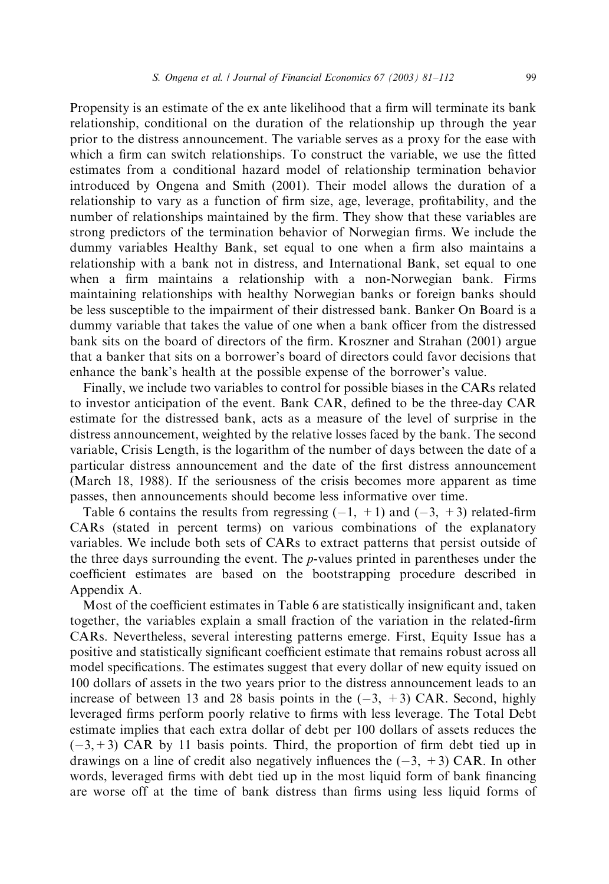Propensity is an estimate of the ex ante likelihood that a firm will terminate its bank relationship, conditional on the duration of the relationship up through the year prior to the distress announcement. The variable serves as a proxy for the ease with which a firm can switch relationships. To construct the variable, we use the fitted estimates from a conditional hazard model of relationship termination behavior introduced by Ongena and Smith (2001). Their model allows the duration of a relationship to vary as a function of firm size, age, leverage, profitability, and the number of relationships maintained by the firm. They show that these variables are strong predictors of the termination behavior of Norwegian firms. We include the dummy variables Healthy Bank, set equal to one when a firm also maintains a relationship with a bank not in distress, and International Bank, set equal to one when a firm maintains a relationship with a non-Norwegian bank. Firms maintaining relationships with healthy Norwegian banks or foreign banks should be less susceptible to the impairment of their distressed bank. Banker On Board is a dummy variable that takes the value of one when a bank officer from the distressed bank sits on the board of directors of the firm. Kroszner and Strahan (2001) argue that a banker that sits on a borrower's board of directors could favor decisions that enhance the bank's health at the possible expense of the borrower's value.

Finally, we include two variables to control for possible biases in the CARs related to investor anticipation of the event. Bank CAR, defined to be the three-day CAR estimate for the distressed bank, acts as a measure of the level of surprise in the distress announcement, weighted by the relative losses faced by the bank. The second variable, Crisis Length, is the logarithm of the number of days between the date of a particular distress announcement and the date of the first distress announcement (March 18, 1988). If the seriousness of the crisis becomes more apparent as time passes, then announcements should become less informative over time.

Table 6 contains the results from regressing $(-1, +1)$ and $(-3, +3)$ related-firm CARs (stated in percent terms) on various combinations of the explanatory variables. We include both sets of CARs to extract patterns that persist outside of the three days surrounding the event. The *p*-values printed in parentheses under the coefficient estimates are based on the bootstrapping procedure described in Appendix A.

Most of the coefficient estimates in Table 6 are statistically insignificant and, taken together, the variables explain a small fraction of the variation in the related-firm CARs. Nevertheless, several interesting patterns emerge. First, Equity Issue has a positive and statistically significant coefficient estimate that remains robust across all model specifications. The estimates suggest that every dollar of new equity issued on 100 dollars of assets in the two years prior to the distress announcement leads to an increase of between 13 and 28 basis points in the $(-3, +3)$ CAR. Second, highly leveraged firms perform poorly relative to firms with less leverage. The Total Debt estimate implies that each extra dollar of debt per 100 dollars of assets reduces the $(-3, +3)$ CAR by 11 basis points. Third, the proportion of firm debt tied up in drawings on a line of credit also negatively influences the $(-3, +3)$ CAR. In other words, leveraged firms with debt tied up in the most liquid form of bank financing are worse off at the time of bank distress than firms using less liquid forms of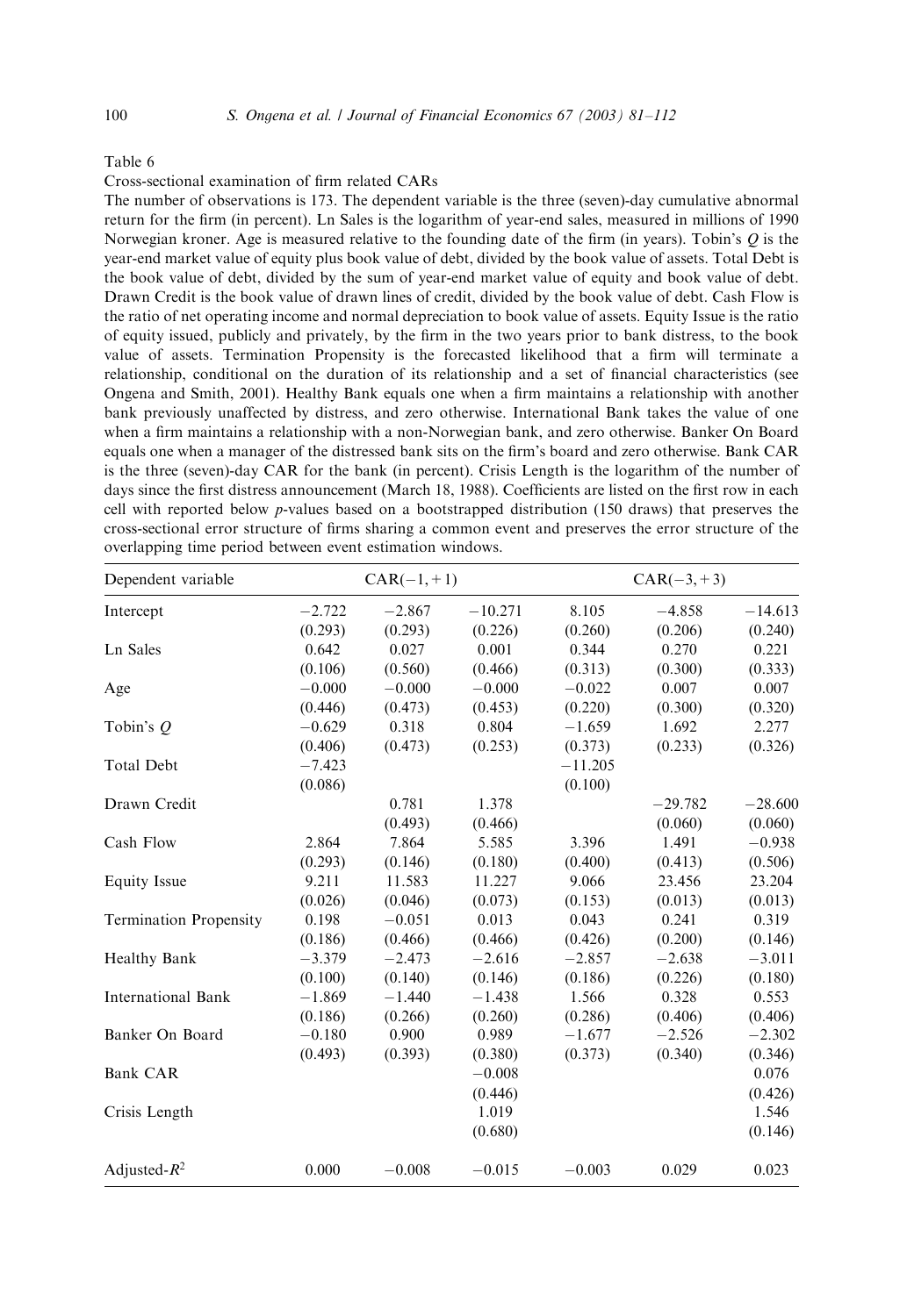Table 6

Cross-sectional examination of firm related CARs

The number of observations is 173. The dependent variable is the three (seven)-day cumulative abnormal return for the firm (in percent). Ln Sales is the logarithm of year-end sales, measured in millions of 1990 Norwegian kroner. Age is measured relative to the founding date of the firm (in years). Tobin's $Q$ is the year-end market value of equity plus book value of debt, divided by the book value of assets. Total Debt is the book value of debt, divided by the sum of year-end market value of equity and book value of debt. Drawn Credit is the book value of drawn lines of credit, divided by the book value of debt. Cash Flow is the ratio of net operating income and normal depreciation to book value of assets. Equity Issue is the ratio of equity issued, publicly and privately, by the firm in the two years prior to bank distress, to the book value of assets. Termination Propensity is the forecasted likelihood that a firm will terminate a relationship, conditional on the duration of its relationship and a set of financial characteristics (see Ongena and Smith, 2001). Healthy Bank equals one when a firm maintains a relationship with another bank previously unaffected by distress, and zero otherwise. International Bank takes the value of one when a firm maintains a relationship with a non-Norwegian bank, and zero otherwise. Banker On Board equals one when a manager of the distressed bank sits on the firm's board and zero otherwise. Bank CAR is the three (seven)-day CAR for the bank (in percent). Crisis Length is the logarithm of the number of days since the first distress announcement (March 18, 1988). Coefficients are listed on the first row in each cell with reported below $p$-values based on a bootstrapped distribution (150 draws) that preserves the cross-sectional error structure of firms sharing a common event and preserves the error structure of the overlapping time period between event estimation windows.

| Dependent variable | CAR(−1, +1) | | | CAR(−3, +3) | | |
|---|---|---|---|---|---|---|
| Intercept | −2.722 | −2.867 | −10.271 | 8.105 | −4.858 | −14.613 |
| | (0.293) | (0.293) | (0.226) | (0.260) | (0.206) | (0.240) |
| Ln Sales | 0.642 | 0.027 | 0.001 | 0.344 | 0.270 | 0.221 |
| | (0.106) | (0.560) | (0.466) | (0.313) | (0.300) | (0.333) |
| Age | −0.000 | −0.000 | −0.000 | −0.022 | 0.007 | 0.007 |
| | (0.446) | (0.473) | (0.453) | (0.220) | (0.300) | (0.320) |
| Tobin's $Q$ | −0.629 | 0.318 | 0.804 | −1.659 | 1.692 | 2.277 |
| | (0.406) | (0.473) | (0.253) | (0.373) | (0.233) | (0.326) |
| Total Debt | −7.423 | | | −11.205 | | |
| | (0.086) | | | (0.100) | | |
| Drawn Credit | | 0.781 | 1.378 | | −29.782 | −28.600 |
| | | (0.493) | (0.466) | | (0.060) | (0.060) |
| Cash Flow | 2.864 | 7.864 | 5.585 | 3.396 | 1.491 | −0.938 |
| | (0.293) | (0.146) | (0.180) | (0.400) | (0.413) | (0.506) |
| Equity Issue | 9.211 | 11.583 | 11.227 | 9.066 | 23.456 | 23.204 |
| | (0.026) | (0.046) | (0.073) | (0.153) | (0.013) | (0.013) |
| Termination Propensity | 0.198 | −0.051 | 0.013 | 0.043 | 0.241 | 0.319 |
| | (0.186) | (0.466) | (0.466) | (0.426) | (0.200) | (0.146) |
| Healthy Bank | −3.379 | −2.473 | −2.616 | −2.857 | −2.638 | −3.011 |
| | (0.100) | (0.140) | (0.146) | (0.186) | (0.226) | (0.180) |
| International Bank | −1.869 | −1.440 | −1.438 | 1.566 | 0.328 | 0.553 |
| | (0.186) | (0.266) | (0.260) | (0.286) | (0.406) | (0.406) |
| Banker On Board | −0.180 | 0.900 | 0.989 | −1.677 | −2.526 | −2.302 |
| | (0.493) | (0.393) | (0.380) | (0.373) | (0.340) | (0.346) |
| Bank CAR | | | −0.008 | | | 0.076 |
| | | | (0.446) | | | (0.426) |
| Crisis Length | | | 1.019 | | | 1.546 |
| | | | (0.680) | | | (0.146) |
| Adjusted-$R^2$ | 0.000 | −0.008 | −0.015 | −0.003 | 0.029 | 0.023 |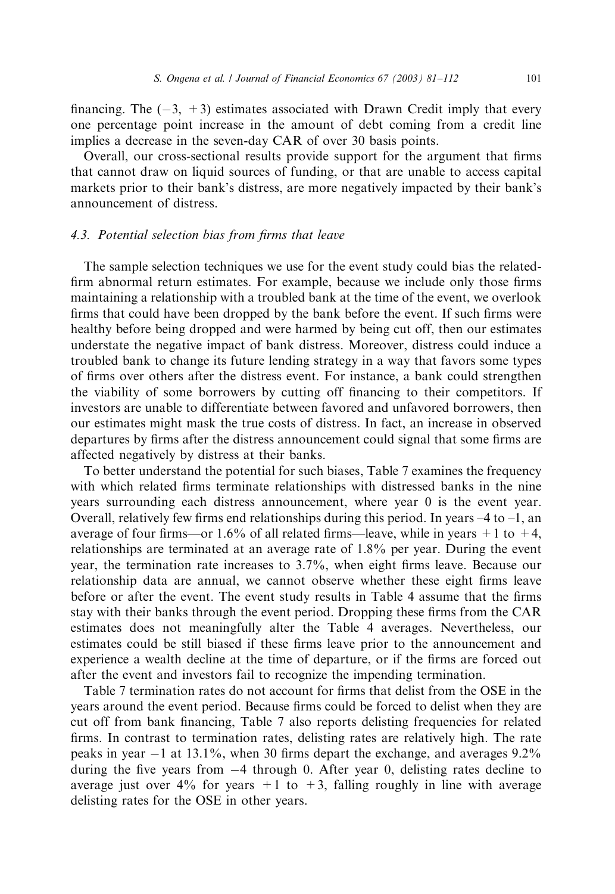financing. The $(-3, +3)$ estimates associated with Drawn Credit imply that every one percentage point increase in the amount of debt coming from a credit line implies a decrease in the seven-day CAR of over 30 basis points.

Overall, our cross-sectional results provide support for the argument that firms that cannot draw on liquid sources of funding, or that are unable to access capital markets prior to their bank's distress, are more negatively impacted by their bank's announcement of distress.

### 4.3. *Potential selection bias from firms that leave*

The sample selection techniques we use for the event study could bias the related-firm abnormal return estimates. For example, because we include only those firms maintaining a relationship with a troubled bank at the time of the event, we overlook firms that could have been dropped by the bank before the event. If such firms were healthy before being dropped and were harmed by being cut off, then our estimates understate the negative impact of bank distress. Moreover, distress could induce a troubled bank to change its future lending strategy in a way that favors some types of firms over others after the distress event. For instance, a bank could strengthen the viability of some borrowers by cutting off financing to their competitors. If investors are unable to differentiate between favored and unfavored borrowers, then our estimates might mask the true costs of distress. In fact, an increase in observed departures by firms after the distress announcement could signal that some firms are affected negatively by distress at their banks.

To better understand the potential for such biases, Table 7 examines the frequency with which related firms terminate relationships with distressed banks in the nine years surrounding each distress announcement, where year 0 is the event year. Overall, relatively few firms end relationships during this period. In years –4 to –1, an average of four firms—or 1.6% of all related firms—leave, while in years +1 to +4, relationships are terminated at an average rate of 1.8% per year. During the event year, the termination rate increases to 3.7%, when eight firms leave. Because our relationship data are annual, we cannot observe whether these eight firms leave before or after the event. The event study results in Table 4 assume that the firms stay with their banks through the event period. Dropping these firms from the CAR estimates does not meaningfully alter the Table 4 averages. Nevertheless, our estimates could be still biased if these firms leave prior to the announcement and experience a wealth decline at the time of departure, or if the firms are forced out after the event and investors fail to recognize the impending termination.

Table 7 termination rates do not account for firms that delist from the OSE in the years around the event period. Because firms could be forced to delist when they are cut off from bank financing, Table 7 also reports delisting frequencies for related firms. In contrast to termination rates, delisting rates are relatively high. The rate peaks in year −1 at 13.1%, when 30 firms depart the exchange, and averages 9.2% during the five years from −4 through 0. After year 0, delisting rates decline to average just over 4% for years +1 to +3, falling roughly in line with average delisting rates for the OSE in other years.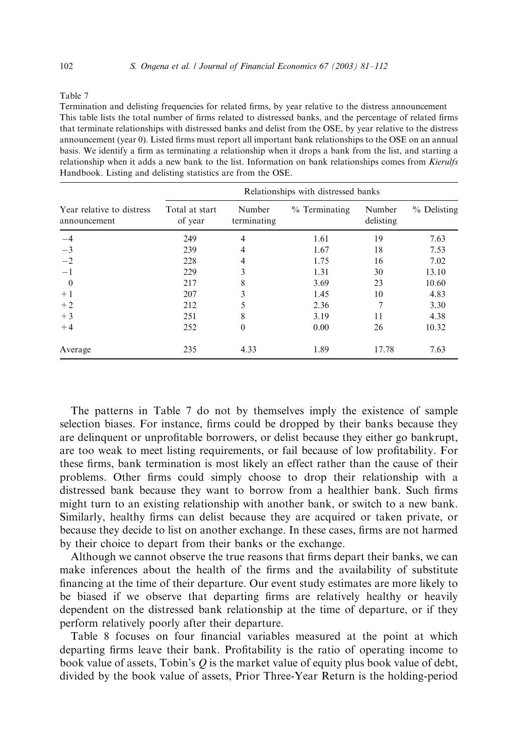Table 7

Termination and delisting frequencies for related firms, by year relative to the distress announcement

This table lists the total number of firms related to distressed banks, and the percentage of related firms that terminate relationships with distressed banks and delist from the OSE, by year relative to the distress announcement (year 0). Listed firms must report all important bank relationships to the OSE on an annual basis. We identify a firm as terminating a relationship when it drops a bank from the list, and starting a relationship when it adds a new bank to the list. Information on bank relationships comes from *Kierulfs* Handbook. Listing and delisting statistics are from the OSE.

| | Relationships with distressed banks | | | | |
|---|---|---|---|---|---|
| Year relative to distress announcement | Total at start of year | Number terminating | % Terminating | Number delisting | % Delisting |
| −4 | 249 | 4 | 1.61 | 19 | 7.63 |
| −3 | 239 | 4 | 1.67 | 18 | 7.53 |
| −2 | 228 | 4 | 1.75 | 16 | 7.02 |
| −1 | 229 | 3 | 1.31 | 30 | 13.10 |
| 0 | 217 | 8 | 3.69 | 23 | 10.60 |
| +1 | 207 | 3 | 1.45 | 10 | 4.83 |
| +2 | 212 | 5 | 2.36 | 7 | 3.30 |
| +3 | 251 | 8 | 3.19 | 11 | 4.38 |
| +4 | 252 | 0 | 0.00 | 26 | 10.32 |
| Average | 235 | 4.33 | 1.89 | 17.78 | 7.63 |

The patterns in Table 7 do not by themselves imply the existence of sample selection biases. For instance, firms could be dropped by their banks because they are delinquent or unprofitable borrowers, or delist because they either go bankrupt, are too weak to meet listing requirements, or fail because of low profitability. For these firms, bank termination is most likely an effect rather than the cause of their problems. Other firms could simply choose to drop their relationship with a distressed bank because they want to borrow from a healthier bank. Such firms might turn to an existing relationship with another bank, or switch to a new bank. Similarly, healthy firms can delist because they are acquired or taken private, or because they decide to list on another exchange. In these cases, firms are not harmed by their choice to depart from their banks or the exchange.

Although we cannot observe the true reasons that firms depart their banks, we can make inferences about the health of the firms and the availability of substitute financing at the time of their departure. Our event study estimates are more likely to be biased if we observe that departing firms are relatively healthy or heavily dependent on the distressed bank relationship at the time of departure, or if they perform relatively poorly after their departure.

Table 8 focuses on four financial variables measured at the point at which departing firms leave their bank. Profitability is the ratio of operating income to book value of assets, Tobin's $Q$ is the market value of equity plus book value of debt, divided by the book value of assets, Prior Three-Year Return is the holding-period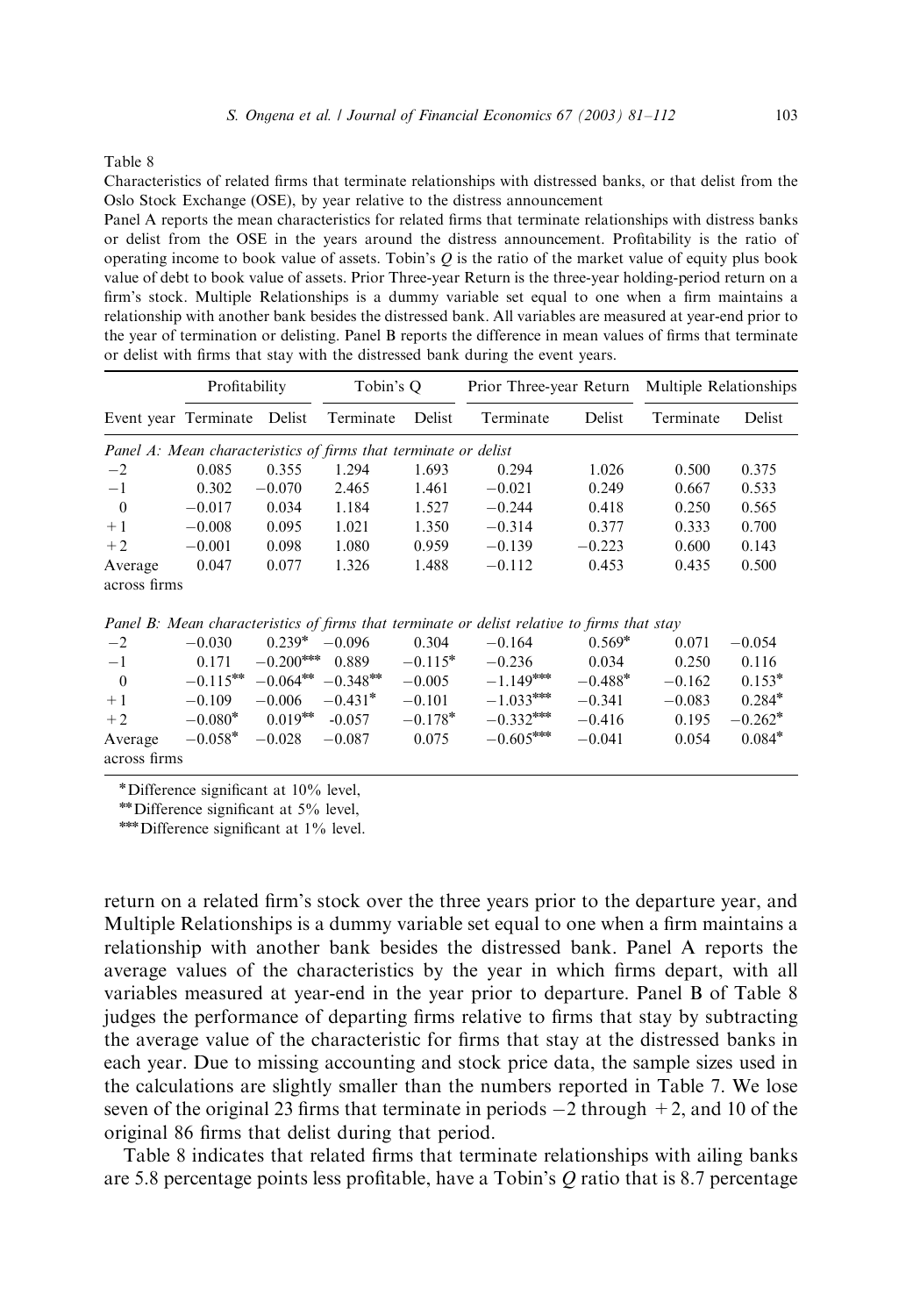Table 8

Characteristics of related firms that terminate relationships with distressed banks, or that delist from the Oslo Stock Exchange (OSE), by year relative to the distress announcement

Panel A reports the mean characteristics for related firms that terminate relationships with distress banks or delist from the OSE in the years around the distress announcement. Profitability is the ratio of operating income to book value of assets. Tobin's $Q$ is the ratio of the market value of equity plus book value of debt to book value of assets. Prior Three-year Return is the three-year holding-period return on a firm's stock. Multiple Relationships is a dummy variable set equal to one when a firm maintains a relationship with another bank besides the distressed bank. All variables are measured at year-end prior to the year of termination or delisting. Panel B reports the difference in mean values of firms that terminate or delist with firms that stay with the distressed bank during the event years.

| | Profitability | | Tobin's Q | | Prior Three-year Return | | Multiple Relationships | |
|---|---|---|---|---|---|---|---|---|
| Event year | Terminate | Delist | Terminate | Delist | Terminate | Delist | Terminate | Delist |
| *Panel A: Mean characteristics of firms that terminate or delist* | | | | | | | | |
| −2 | 0.085 | 0.355 | 1.294 | 1.693 | 0.294 | 1.026 | 0.500 | 0.375 |
| −1 | 0.302 | −0.070 | 2.465 | 1.461 | −0.021 | 0.249 | 0.667 | 0.533 |
| 0 | −0.017 | 0.034 | 1.184 | 1.527 | −0.244 | 0.418 | 0.250 | 0.565 |
| +1 | −0.008 | 0.095 | 1.021 | 1.350 | −0.314 | 0.377 | 0.333 | 0.700 |
| +2 | −0.001 | 0.098 | 1.080 | 0.959 | −0.139 | −0.223 | 0.600 | 0.143 |
| Average across firms | 0.047 | 0.077 | 1.326 | 1.488 | −0.112 | 0.453 | 0.435 | 0.500 |
| *Panel B: Mean characteristics of firms that terminate or delist relative to firms that stay* | | | | | | | | |
| −2 | −0.030 | 0.239* | −0.096 | 0.304 | −0.164 | 0.569* | 0.071 | −0.054 |
| −1 | 0.171 | −0.200*** | 0.889 | −0.115* | −0.236 | 0.034 | 0.250 | 0.116 |
| 0 | −0.115** | −0.064** | −0.348** | −0.005 | −1.149*** | −0.488* | −0.162 | 0.153* |
| +1 | −0.109 | −0.006 | −0.431* | −0.101 | −1.033*** | −0.341 | −0.083 | 0.284* |
| +2 | −0.080* | 0.019** | -0.057 | −0.178* | −0.332*** | −0.416 | 0.195 | −0.262* |
| Average across firms | −0.058* | −0.028 | −0.087 | 0.075 | −0.605*** | −0.041 | 0.054 | 0.084* |

*Difference significant at 10% level,

**Difference significant at 5% level,

***Difference significant at 1% level.

return on a related firm's stock over the three years prior to the departure year, and Multiple Relationships is a dummy variable set equal to one when a firm maintains a relationship with another bank besides the distressed bank. Panel A reports the average values of the characteristics by the year in which firms depart, with all variables measured at year-end in the year prior to departure. Panel B of Table 8 judges the performance of departing firms relative to firms that stay by subtracting the average value of the characteristic for firms that stay at the distressed banks in each year. Due to missing accounting and stock price data, the sample sizes used in the calculations are slightly smaller than the numbers reported in Table 7. We lose seven of the original 23 firms that terminate in periods −2 through +2, and 10 of the original 86 firms that delist during that period.

Table 8 indicates that related firms that terminate relationships with ailing banks are 5.8 percentage points less profitable, have a Tobin's $Q$ ratio that is 8.7 percentage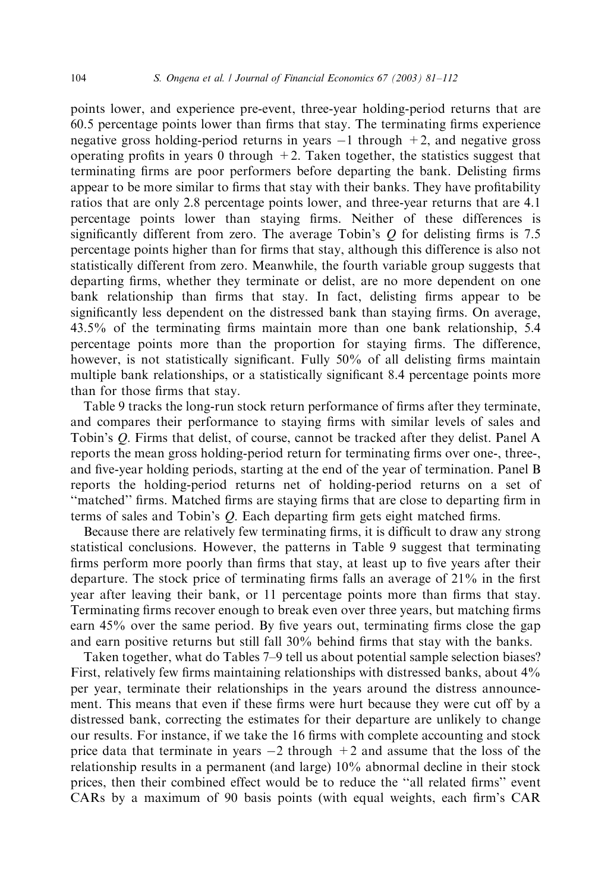points lower, and experience pre-event, three-year holding-period returns that are 60.5 percentage points lower than firms that stay. The terminating firms experience negative gross holding-period returns in years $-1$ through $+2$, and negative gross operating profits in years 0 through $+2$. Taken together, the statistics suggest that terminating firms are poor performers before departing the bank. Delisting firms appear to be more similar to firms that stay with their banks. They have profitability ratios that are only 2.8 percentage points lower, and three-year returns that are 4.1 percentage points lower than staying firms. Neither of these differences is significantly different from zero. The average Tobin's $Q$ for delisting firms is 7.5 percentage points higher than for firms that stay, although this difference is also not statistically different from zero. Meanwhile, the fourth variable group suggests that departing firms, whether they terminate or delist, are no more dependent on one bank relationship than firms that stay. In fact, delisting firms appear to be significantly less dependent on the distressed bank than staying firms. On average, 43.5% of the terminating firms maintain more than one bank relationship, 5.4 percentage points more than the proportion for staying firms. The difference, however, is not statistically significant. Fully 50% of all delisting firms maintain multiple bank relationships, or a statistically significant 8.4 percentage points more than for those firms that stay.

Table 9 tracks the long-run stock return performance of firms after they terminate, and compares their performance to staying firms with similar levels of sales and Tobin's $Q$. Firms that delist, of course, cannot be tracked after they delist. Panel A reports the mean gross holding-period return for terminating firms over one-, three-, and five-year holding periods, starting at the end of the year of termination. Panel B reports the holding-period returns net of holding-period returns on a set of "matched" firms. Matched firms are staying firms that are close to departing firm in terms of sales and Tobin's $Q$. Each departing firm gets eight matched firms.

Because there are relatively few terminating firms, it is difficult to draw any strong statistical conclusions. However, the patterns in Table 9 suggest that terminating firms perform more poorly than firms that stay, at least up to five years after their departure. The stock price of terminating firms falls an average of 21% in the first year after leaving their bank, or 11 percentage points more than firms that stay. Terminating firms recover enough to break even over three years, but matching firms earn 45% over the same period. By five years out, terminating firms close the gap and earn positive returns but still fall 30% behind firms that stay with the banks.

Taken together, what do Tables 7–9 tell us about potential sample selection biases? First, relatively few firms maintaining relationships with distressed banks, about 4% per year, terminate their relationships in the years around the distress announcement. This means that even if these firms were hurt because they were cut off by a distressed bank, correcting the estimates for their departure are unlikely to change our results. For instance, if we take the 16 firms with complete accounting and stock price data that terminate in years $-2$ through $+2$ and assume that the loss of the relationship results in a permanent (and large) 10% abnormal decline in their stock prices, then their combined effect would be to reduce the "all related firms" event CARs by a maximum of 90 basis points (with equal weights, each firm's CAR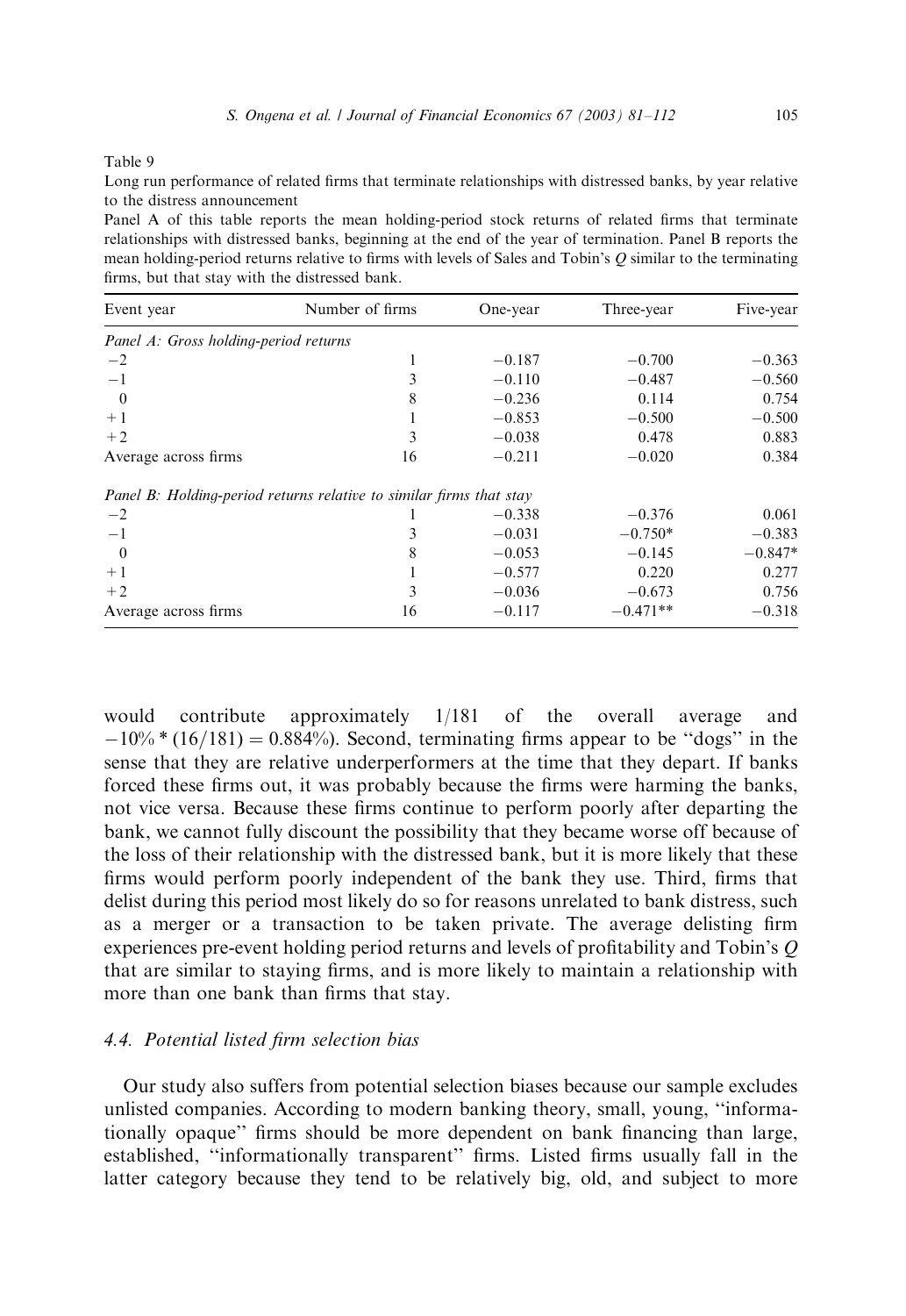Table 9

Long run performance of related firms that terminate relationships with distressed banks, by year relative to the distress announcement

Panel A of this table reports the mean holding-period stock returns of related firms that terminate relationships with distressed banks, beginning at the end of the year of termination. Panel B reports the mean holding-period returns relative to firms with levels of Sales and Tobin's $Q$ similar to the terminating firms, but that stay with the distressed bank.

| Event year | Number of firms | One-year | Three-year | Five-year |
|---|---|---|---|---|
| *Panel A: Gross holding-period returns* | | | | |
| −2 | 1 | −0.187 | −0.700 | −0.363 |
| −1 | 3 | −0.110 | −0.487 | −0.560 |
| 0 | 8 | −0.236 | 0.114 | 0.754 |
| +1 | 1 | −0.853 | −0.500 | −0.500 |
| +2 | 3 | −0.038 | 0.478 | 0.883 |
| Average across firms | 16 | −0.211 | −0.020 | 0.384 |
| *Panel B: Holding-period returns relative to similar firms that stay* | | | | |
| −2 | 1 | −0.338 | −0.376 | 0.061 |
| −1 | 3 | −0.031 | −0.750* | −0.383 |
| 0 | 8 | −0.053 | −0.145 | −0.847* |
| +1 | 1 | −0.577 | 0.220 | 0.277 |
| +2 | 3 | −0.036 | −0.673 | 0.756 |
| Average across firms | 16 | −0.117 | −0.471** | −0.318 |

would contribute approximately 1/181 of the overall average and $-10\% * (16/181) = 0.884\%$). Second, terminating firms appear to be "dogs" in the sense that they are relative underperformers at the time that they depart. If banks forced these firms out, it was probably because the firms were harming the banks, not vice versa. Because these firms continue to perform poorly after departing the bank, we cannot fully discount the possibility that they became worse off because of the loss of their relationship with the distressed bank, but it is more likely that these firms would perform poorly independent of the bank they use. Third, firms that delist during this period most likely do so for reasons unrelated to bank distress, such as a merger or a transaction to be taken private. The average delisting firm experiences pre-event holding period returns and levels of profitability and Tobin's $Q$ that are similar to staying firms, and is more likely to maintain a relationship with more than one bank than firms that stay.

### 4.4. Potential listed firm selection bias

Our study also suffers from potential selection biases because our sample excludes unlisted companies. According to modern banking theory, small, young, "informationally opaque" firms should be more dependent on bank financing than large, established, "informationally transparent" firms. Listed firms usually fall in the latter category because they tend to be relatively big, old, and subject to more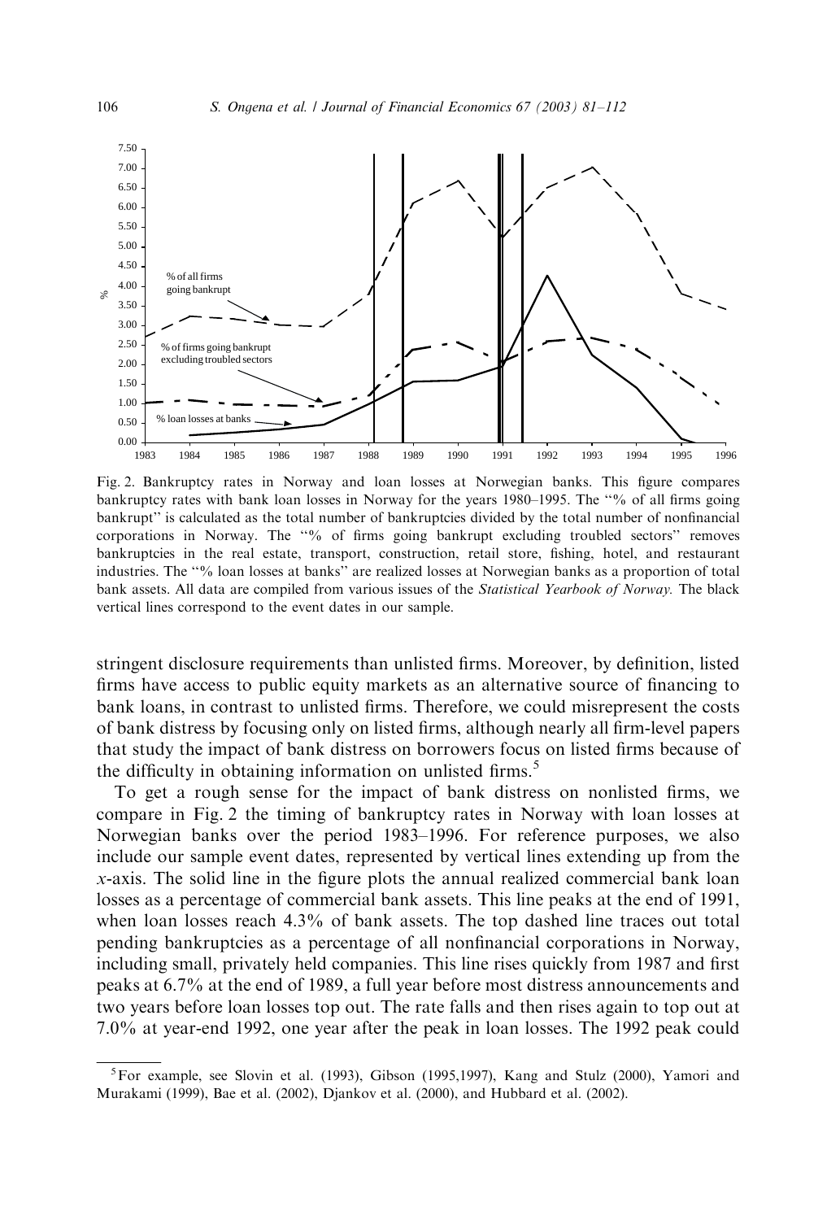Fig. 2. Bankruptcy rates in Norway and loan losses at Norwegian banks. This figure compares bankruptcy rates with bank loan losses in Norway for the years 1980–1995. The "% of all firms going bankrupt" is calculated as the total number of bankruptcies divided by the total number of nonfinancial corporations in Norway. The "% of firms going bankrupt excluding troubled sectors" removes bankruptcies in the real estate, transport, construction, retail store, fishing, hotel, and restaurant industries. The "% loan losses at banks" are realized losses at Norwegian banks as a proportion of total bank assets. All data are compiled from various issues of the *Statistical Yearbook of Norway.* The black vertical lines correspond to the event dates in our sample.

stringent disclosure requirements than unlisted firms. Moreover, by definition, listed firms have access to public equity markets as an alternative source of financing to bank loans, in contrast to unlisted firms. Therefore, we could misrepresent the costs of bank distress by focusing only on listed firms, although nearly all firm-level papers that study the impact of bank distress on borrowers focus on listed firms because of the difficulty in obtaining information on unlisted firms.[5]

To get a rough sense for the impact of bank distress on nonlisted firms, we compare in Fig. 2 the timing of bankruptcy rates in Norway with loan losses at Norwegian banks over the period 1983–1996. For reference purposes, we also include our sample event dates, represented by vertical lines extending up from the $x$-axis. The solid line in the figure plots the annual realized commercial bank loan losses as a percentage of commercial bank assets. This line peaks at the end of 1991, when loan losses reach 4.3% of bank assets. The top dashed line traces out total pending bankruptcies as a percentage of all nonfinancial corporations in Norway, including small, privately held companies. This line rises quickly from 1987 and first peaks at 6.7% at the end of 1989, a full year before most distress announcements and two years before loan losses top out. The rate falls and then rises again to top out at 7.0% at year-end 1992, one year after the peak in loan losses. The 1992 peak could

[5] For example, see Slovin et al. (1993), Gibson (1995,1997), Kang and Stulz (2000), Yamori and Murakami (1999), Bae et al. (2002), Djankov et al. (2000), and Hubbard et al. (2002).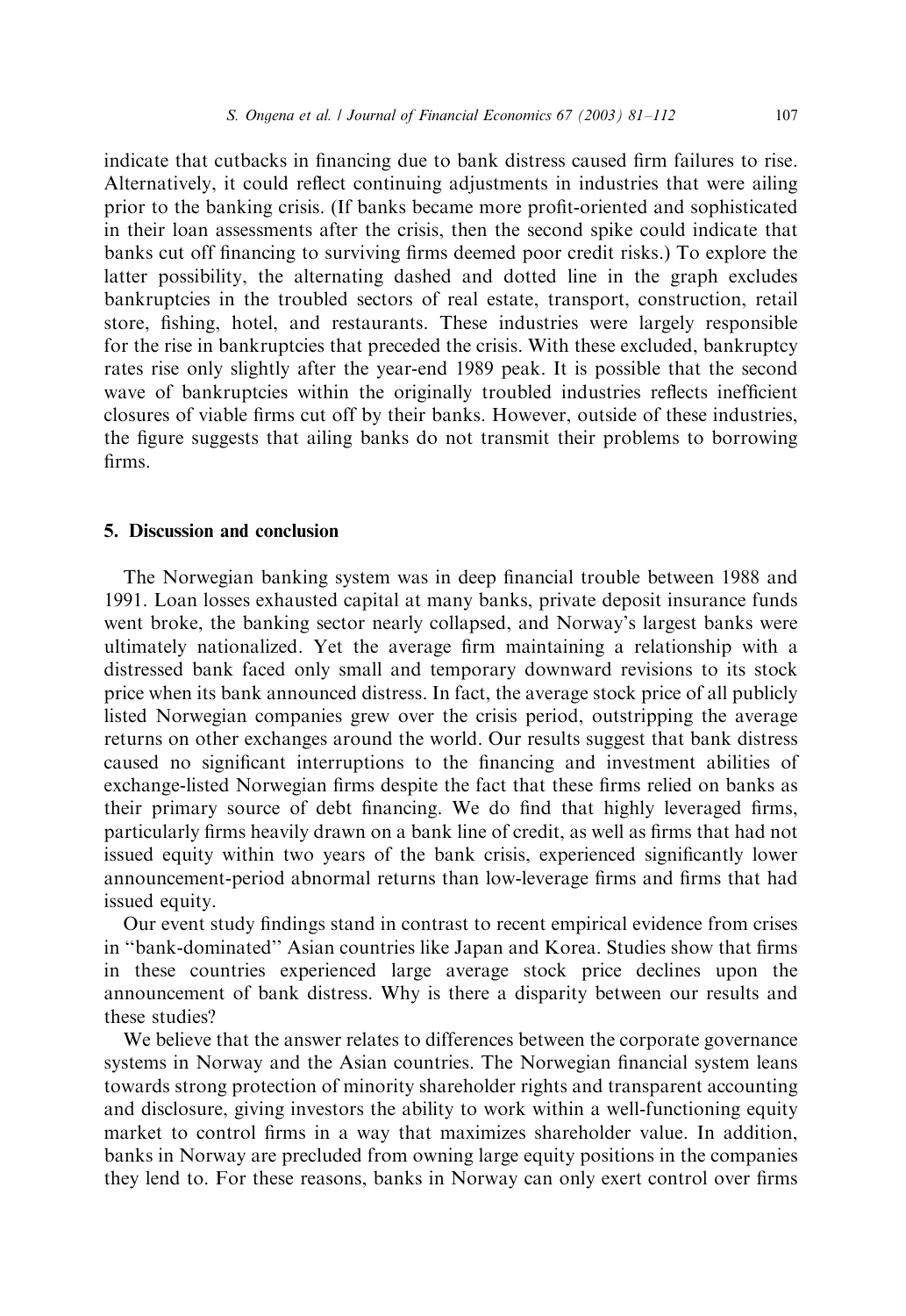indicate that cutbacks in financing due to bank distress caused firm failures to rise. Alternatively, it could reflect continuing adjustments in industries that were ailing prior to the banking crisis. (If banks became more profit-oriented and sophisticated in their loan assessments after the crisis, then the second spike could indicate that banks cut off financing to surviving firms deemed poor credit risks.) To explore the latter possibility, the alternating dashed and dotted line in the graph excludes bankruptcies in the troubled sectors of real estate, transport, construction, retail store, fishing, hotel, and restaurants. These industries were largely responsible for the rise in bankruptcies that preceded the crisis. With these excluded, bankruptcy rates rise only slightly after the year-end 1989 peak. It is possible that the second wave of bankruptcies within the originally troubled industries reflects inefficient closures of viable firms cut off by their banks. However, outside of these industries, the figure suggests that ailing banks do not transmit their problems to borrowing firms.

## 5. Discussion and conclusion

The Norwegian banking system was in deep financial trouble between 1988 and 1991. Loan losses exhausted capital at many banks, private deposit insurance funds went broke, the banking sector nearly collapsed, and Norway's largest banks were ultimately nationalized. Yet the average firm maintaining a relationship with a distressed bank faced only small and temporary downward revisions to its stock price when its bank announced distress. In fact, the average stock price of all publicly listed Norwegian companies grew over the crisis period, outstripping the average returns on other exchanges around the world. Our results suggest that bank distress caused no significant interruptions to the financing and investment abilities of exchange-listed Norwegian firms despite the fact that these firms relied on banks as their primary source of debt financing. We do find that highly leveraged firms, particularly firms heavily drawn on a bank line of credit, as well as firms that had not issued equity within two years of the bank crisis, experienced significantly lower announcement-period abnormal returns than low-leverage firms and firms that had issued equity.

Our event study findings stand in contrast to recent empirical evidence from crises in "bank-dominated" Asian countries like Japan and Korea. Studies show that firms in these countries experienced large average stock price declines upon the announcement of bank distress. Why is there a disparity between our results and these studies?

We believe that the answer relates to differences between the corporate governance systems in Norway and the Asian countries. The Norwegian financial system leans towards strong protection of minority shareholder rights and transparent accounting and disclosure, giving investors the ability to work within a well-functioning equity market to control firms in a way that maximizes shareholder value. In addition, banks in Norway are precluded from owning large equity positions in the companies they lend to. For these reasons, banks in Norway can only exert control over firms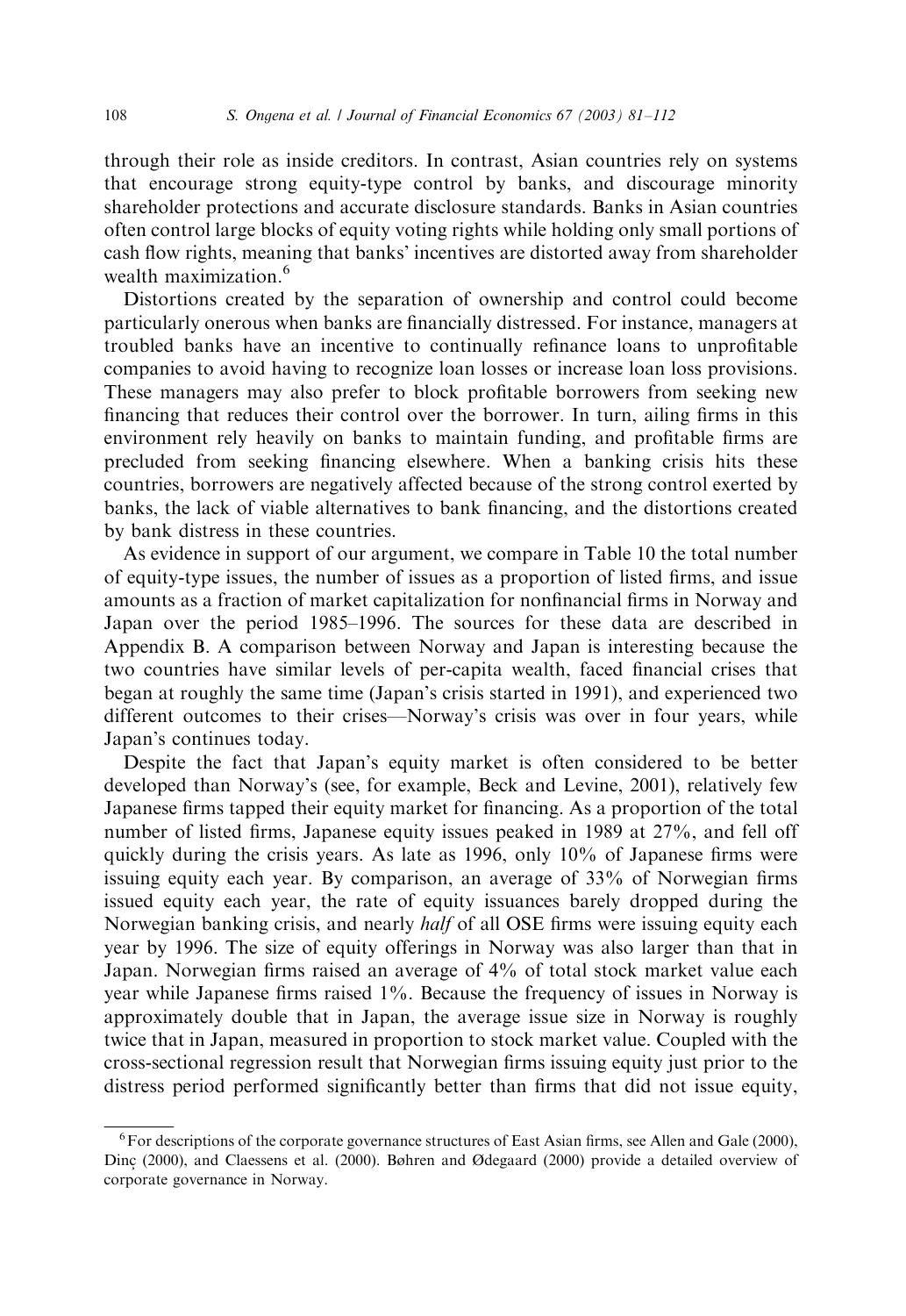through their role as inside creditors. In contrast, Asian countries rely on systems that encourage strong equity-type control by banks, and discourage minority shareholder protections and accurate disclosure standards. Banks in Asian countries often control large blocks of equity voting rights while holding only small portions of cash flow rights, meaning that banks' incentives are distorted away from shareholder wealth maximization.[6]

Distortions created by the separation of ownership and control could become particularly onerous when banks are financially distressed. For instance, managers at troubled banks have an incentive to continually refinance loans to unprofitable companies to avoid having to recognize loan losses or increase loan loss provisions. These managers may also prefer to block profitable borrowers from seeking new financing that reduces their control over the borrower. In turn, ailing firms in this environment rely heavily on banks to maintain funding, and profitable firms are precluded from seeking financing elsewhere. When a banking crisis hits these countries, borrowers are negatively affected because of the strong control exerted by banks, the lack of viable alternatives to bank financing, and the distortions created by bank distress in these countries.

As evidence in support of our argument, we compare in Table 10 the total number of equity-type issues, the number of issues as a proportion of listed firms, and issue amounts as a fraction of market capitalization for nonfinancial firms in Norway and Japan over the period 1985–1996. The sources for these data are described in Appendix B. A comparison between Norway and Japan is interesting because the two countries have similar levels of per-capita wealth, faced financial crises that began at roughly the same time (Japan's crisis started in 1991), and experienced two different outcomes to their crises—Norway's crisis was over in four years, while Japan's continues today.

Despite the fact that Japan's equity market is often considered to be better developed than Norway's (see, for example, Beck and Levine, 2001), relatively few Japanese firms tapped their equity market for financing. As a proportion of the total number of listed firms, Japanese equity issues peaked in 1989 at 27%, and fell off quickly during the crisis years. As late as 1996, only 10% of Japanese firms were issuing equity each year. By comparison, an average of 33% of Norwegian firms issued equity each year, the rate of equity issuances barely dropped during the Norwegian banking crisis, and nearly *half* of all OSE firms were issuing equity each year by 1996. The size of equity offerings in Norway was also larger than that in Japan. Norwegian firms raised an average of 4% of total stock market value each year while Japanese firms raised 1%. Because the frequency of issues in Norway is approximately double that in Japan, the average issue size in Norway is roughly twice that in Japan, measured in proportion to stock market value. Coupled with the cross-sectional regression result that Norwegian firms issuing equity just prior to the distress period performed significantly better than firms that did not issue equity,

[6] For descriptions of the corporate governance structures of East Asian firms, see Allen and Gale (2000), Dinç (2000), and Claessens et al. (2000). Bøhren and Ødegaard (2000) provide a detailed overview of corporate governance in Norway.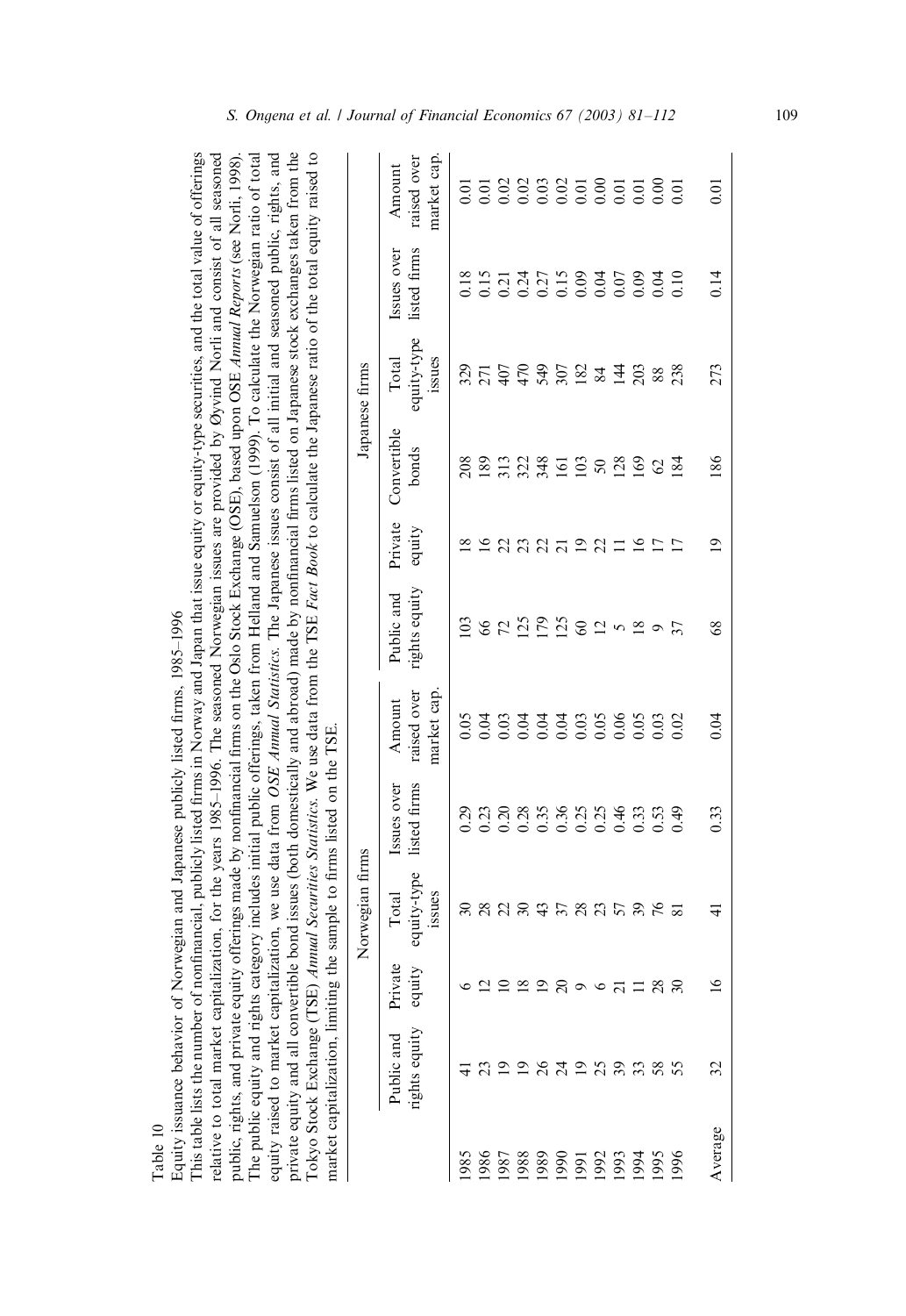Table 10

Equity issuance behavior of Norwegian and Japanese publicly listed firms, 1985–1996

This table lists the number of nonfinancial, publicly listed firms in Norway and Japan that issue equity or equity-type securities, and the total value of offerings relative to total market capitalization, for the years 1985–1996. The seasoned Norwegian issues are provided by Øyvind Norli and consist of all seasoned public, rights, and private equity offerings made by nonfinancial firms on the Oslo Stock Exchange (OSE), based upon OSE *Annual Reports* (see Norli, 1998). The public equity and rights category includes initial public offerings, taken from Helland and Samuelson (1999). To calculate the Norwegian ratio of total equity raised to market capitalization, we use data from *OSE Annual Statistics*. The Japanese issues consist of all initial and seasoned public, rights, and private equity and all convertible bond issues (both domestically and abroad) made by nonfinancial firms listed on Japanese stock exchanges taken from the Tokyo Stock Exchange (TSE) *Annual Securities Statistics*. We use data from the TSE *Fact Book* to calculate the Japanese ratio of the total equity raised to market capitalization, limiting the sample to firms listed on the TSE.

| | Norwegian firms | | | | | Japanese firms | | | | | |
|---|---|---|---|---|---|---|---|---|---|---|---|
| | Public and rights equity | Private equity | Total equity-type issues | Issues over listed firms | Amount raised over market cap. | Public and rights equity | Private equity | Convertible bonds | Total equity-type issues | Issues over listed firms | Amount raised over market cap. |
| 1985 | 41 | 6 | 30 | 0.29 | 0.05 | 103 | 18 | 208 | 329 | 0.18 | 0.01 |
| 1986 | 23 | 12 | 28 | 0.23 | 0.04 | 66 | 16 | 189 | 271 | 0.15 | 0.01 |
| 1987 | 19 | 10 | 22 | 0.20 | 0.03 | 72 | 22 | 313 | 407 | 0.21 | 0.02 |
| 1988 | 19 | 18 | 30 | 0.28 | 0.04 | 125 | 23 | 322 | 470 | 0.24 | 0.02 |
| 1989 | 26 | 19 | 43 | 0.35 | 0.04 | 179 | 22 | 348 | 549 | 0.27 | 0.03 |
| 1990 | 24 | 20 | 37 | 0.36 | 0.04 | 125 | 21 | 161 | 307 | 0.15 | 0.02 |
| 1991 | 19 | 9 | 28 | 0.25 | 0.03 | 60 | 19 | 103 | 182 | 0.09 | 0.01 |
| 1992 | 25 | 6 | 23 | 0.25 | 0.05 | 12 | 22 | 50 | 84 | 0.04 | 0.00 |
| 1993 | 39 | 21 | 57 | 0.46 | 0.06 | 5 | 11 | 128 | 144 | 0.07 | 0.01 |
| 1994 | 33 | 11 | 39 | 0.33 | 0.05 | 18 | 16 | 169 | 203 | 0.09 | 0.01 |
| 1995 | 58 | 28 | 76 | 0.53 | 0.03 | 9 | 17 | 62 | 88 | 0.04 | 0.00 |
| 1996 | 55 | 30 | 81 | 0.49 | 0.02 | 37 | 17 | 184 | 238 | 0.10 | 0.01 |
| Average | 32 | 16 | 41 | 0.33 | 0.04 | 68 | 19 | 186 | 273 | 0.14 | 0.01 |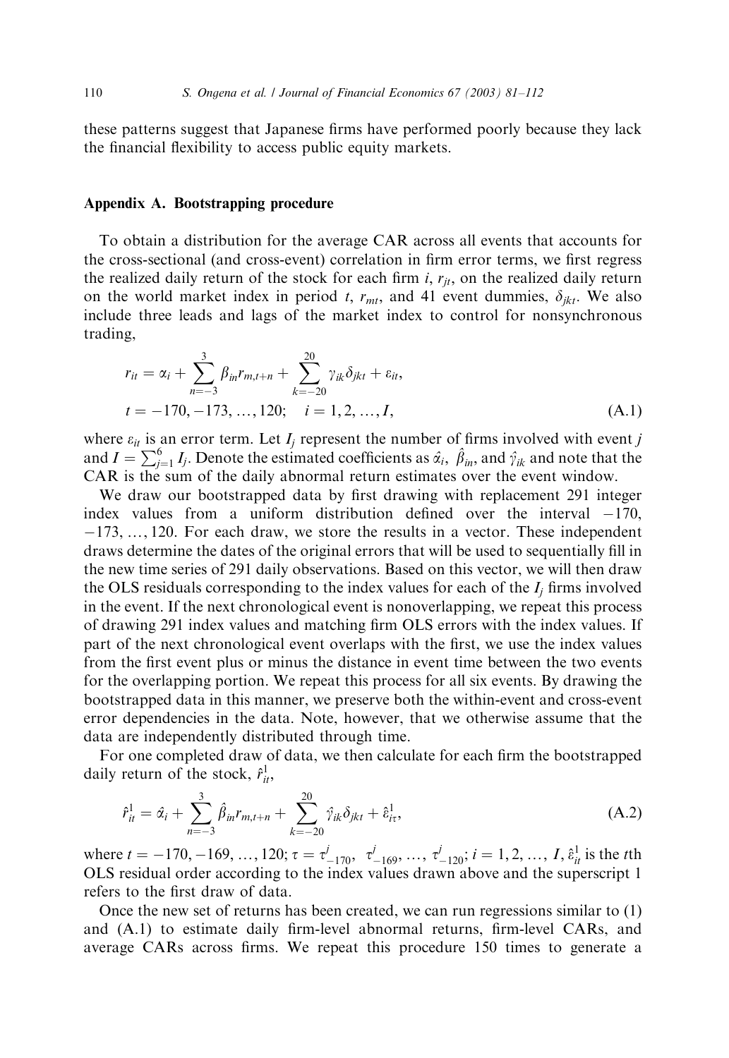these patterns suggest that Japanese firms have performed poorly because they lack the financial flexibility to access public equity markets.

## Appendix A. Bootstrapping procedure

To obtain a distribution for the average CAR across all events that accounts for the cross-sectional (and cross-event) correlation in firm error terms, we first regress the realized daily return of the stock for each firm $i$, $r_{jt}$, on the realized daily return on the world market index in period $t$, $r_{mt}$, and 41 event dummies, $\delta_{jkt}$. We also include three leads and lags of the market index to control for nonsynchronous trading,

$$r_{it} = \alpha_i + \sum_{n=-3}^{3} \beta_{in} r_{m,t+n} + \sum_{k=-20}^{20} \gamma_{ik} \delta_{jkt} + \varepsilon_{it},$$
$$t = -170, -173, \ldots, 120; \quad i = 1, 2, \ldots, I, \tag{A.1}$$

where $\varepsilon_{it}$ is an error term. Let $I_j$ represent the number of firms involved with event $j$ and $I = \sum_{j=1}^{6} I_j$. Denote the estimated coefficients as $\hat{\alpha}_i$, $\hat{\beta}_{in}$, and $\hat{\gamma}_{ik}$ and note that the CAR is the sum of the daily abnormal return estimates over the event window.

We draw our bootstrapped data by first drawing with replacement 291 integer index values from a uniform distribution defined over the interval $-170$, $-173, \ldots, 120$. For each draw, we store the results in a vector. These independent draws determine the dates of the original errors that will be used to sequentially fill in the new time series of 291 daily observations. Based on this vector, we will then draw the OLS residuals corresponding to the index values for each of the $I_j$ firms involved in the event. If the next chronological event is nonoverlapping, we repeat this process of drawing 291 index values and matching firm OLS errors with the index values. If part of the next chronological event overlaps with the first, we use the index values from the first event plus or minus the distance in event time between the two events for the overlapping portion. We repeat this process for all six events. By drawing the bootstrapped data in this manner, we preserve both the within-event and cross-event error dependencies in the data. Note, however, that we otherwise assume that the data are independently distributed through time.

For one completed draw of data, we then calculate for each firm the bootstrapped daily return of the stock, $\hat{r}_{it}^{1}$,

$$\hat{r}_{it}^{1} = \hat{\alpha}_i + \sum_{n=-3}^{3} \hat{\beta}_{in} r_{m,t+n} + \sum_{k=-20}^{20} \hat{\gamma}_{ik} \delta_{jkt} + \hat{\varepsilon}_{i\tau}^{1}, \tag{A.2}$$

where $t = -170, -169, \ldots, 120$; $\tau = \tau_{-170}^{j}, \ \tau_{-169}^{j}, \ldots, \ \tau_{-120}^{j}$; $i = 1, 2, \ldots, I$, $\hat{\varepsilon}_{it}^{1}$ is the $t$th OLS residual order according to the index values drawn above and the superscript 1 refers to the first draw of data.

Once the new set of returns has been created, we can run regressions similar to (1) and (A.1) to estimate daily firm-level abnormal returns, firm-level CARs, and average CARs across firms. We repeat this procedure 150 times to generate a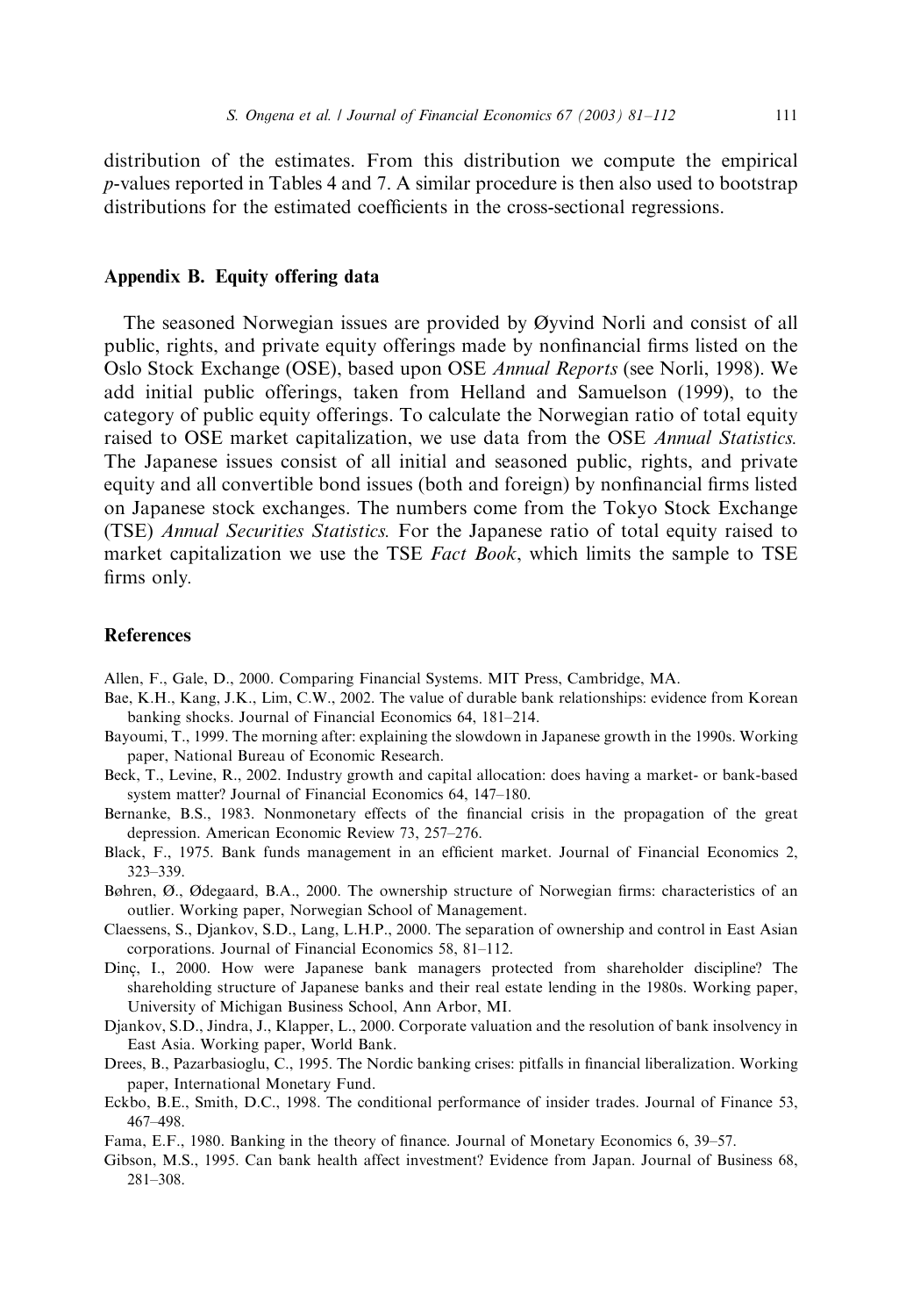distribution of the estimates. From this distribution we compute the empirical *p*-values reported in Tables 4 and 7. A similar procedure is then also used to bootstrap distributions for the estimated coefficients in the cross-sectional regressions.

## Appendix B. Equity offering data

The seasoned Norwegian issues are provided by Øyvind Norli and consist of all public, rights, and private equity offerings made by nonfinancial firms listed on the Oslo Stock Exchange (OSE), based upon OSE *Annual Reports* (see Norli, 1998). We add initial public offerings, taken from Helland and Samuelson (1999), to the category of public equity offerings. To calculate the Norwegian ratio of total equity raised to OSE market capitalization, we use data from the OSE *Annual Statistics.* The Japanese issues consist of all initial and seasoned public, rights, and private equity and all convertible bond issues (both and foreign) by nonfinancial firms listed on Japanese stock exchanges. The numbers come from the Tokyo Stock Exchange (TSE) *Annual Securities Statistics.* For the Japanese ratio of total equity raised to market capitalization we use the TSE *Fact Book*, which limits the sample to TSE firms only.

## References

Allen, F., Gale, D., 2000. Comparing Financial Systems. MIT Press, Cambridge, MA.

Bae, K.H., Kang, J.K., Lim, C.W., 2002. The value of durable bank relationships: evidence from Korean banking shocks. Journal of Financial Economics 64, 181–214.

Bayoumi, T., 1999. The morning after: explaining the slowdown in Japanese growth in the 1990s. Working paper, National Bureau of Economic Research.

Beck, T., Levine, R., 2002. Industry growth and capital allocation: does having a market- or bank-based system matter? Journal of Financial Economics 64, 147–180.

Bernanke, B.S., 1983. Nonmonetary effects of the financial crisis in the propagation of the great depression. American Economic Review 73, 257–276.

Black, F., 1975. Bank funds management in an efficient market. Journal of Financial Economics 2, 323–339.

Bøhren, Ø., Ødegaard, B.A., 2000. The ownership structure of Norwegian firms: characteristics of an outlier. Working paper, Norwegian School of Management.

Claessens, S., Djankov, S.D., Lang, L.H.P., 2000. The separation of ownership and control in East Asian corporations. Journal of Financial Economics 58, 81–112.

Dinç, I., 2000. How were Japanese bank managers protected from shareholder discipline? The shareholding structure of Japanese banks and their real estate lending in the 1980s. Working paper, University of Michigan Business School, Ann Arbor, MI.

Djankov, S.D., Jindra, J., Klapper, L., 2000. Corporate valuation and the resolution of bank insolvency in East Asia. Working paper, World Bank.

Drees, B., Pazarbasioglu, C., 1995. The Nordic banking crises: pitfalls in financial liberalization. Working paper, International Monetary Fund.

Eckbo, B.E., Smith, D.C., 1998. The conditional performance of insider trades. Journal of Finance 53, 467–498.

Fama, E.F., 1980. Banking in the theory of finance. Journal of Monetary Economics 6, 39–57.

Gibson, M.S., 1995. Can bank health affect investment? Evidence from Japan. Journal of Business 68, 281–308.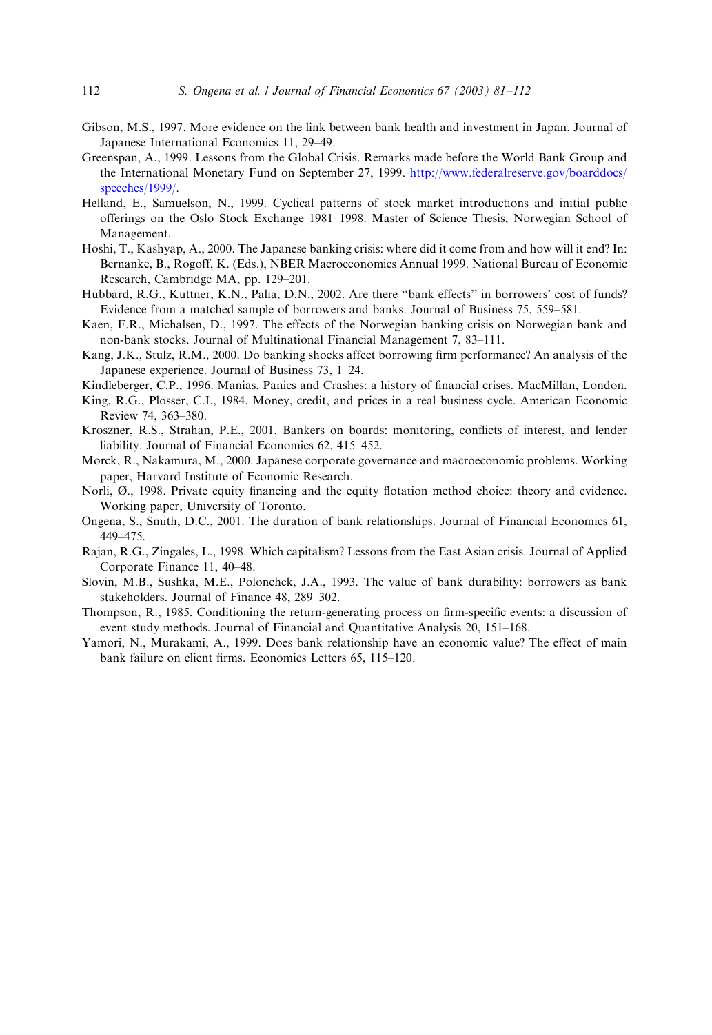Gibson, M.S., 1997. More evidence on the link between bank health and investment in Japan. Journal of Japanese International Economics 11, 29–49.

Greenspan, A., 1999. Lessons from the Global Crisis. Remarks made before the World Bank Group and the International Monetary Fund on September 27, 1999. http://www.federalreserve.gov/boarddocs/speeches/1999/.

Helland, E., Samuelson, N., 1999. Cyclical patterns of stock market introductions and initial public offerings on the Oslo Stock Exchange 1981–1998. Master of Science Thesis, Norwegian School of Management.

Hoshi, T., Kashyap, A., 2000. The Japanese banking crisis: where did it come from and how will it end? In: Bernanke, B., Rogoff, K. (Eds.), NBER Macroeconomics Annual 1999. National Bureau of Economic Research, Cambridge MA, pp. 129–201.

Hubbard, R.G., Kuttner, K.N., Palia, D.N., 2002. Are there "bank effects" in borrowers' cost of funds? Evidence from a matched sample of borrowers and banks. Journal of Business 75, 559–581.

Kaen, F.R., Michalsen, D., 1997. The effects of the Norwegian banking crisis on Norwegian bank and non-bank stocks. Journal of Multinational Financial Management 7, 83–111.

Kang, J.K., Stulz, R.M., 2000. Do banking shocks affect borrowing firm performance? An analysis of the Japanese experience. Journal of Business 73, 1–24.

Kindleberger, C.P., 1996. Manias, Panics and Crashes: a history of financial crises. MacMillan, London.

King, R.G., Plosser, C.I., 1984. Money, credit, and prices in a real business cycle. American Economic Review 74, 363–380.

Kroszner, R.S., Strahan, P.E., 2001. Bankers on boards: monitoring, conflicts of interest, and lender liability. Journal of Financial Economics 62, 415–452.

Morck, R., Nakamura, M., 2000. Japanese corporate governance and macroeconomic problems. Working paper, Harvard Institute of Economic Research.

Norli, Ø., 1998. Private equity financing and the equity flotation method choice: theory and evidence. Working paper, University of Toronto.

Ongena, S., Smith, D.C., 2001. The duration of bank relationships. Journal of Financial Economics 61, 449–475.

Rajan, R.G., Zingales, L., 1998. Which capitalism? Lessons from the East Asian crisis. Journal of Applied Corporate Finance 11, 40–48.

Slovin, M.B., Sushka, M.E., Polonchek, J.A., 1993. The value of bank durability: borrowers as bank stakeholders. Journal of Finance 48, 289–302.

Thompson, R., 1985. Conditioning the return-generating process on firm-specific events: a discussion of event study methods. Journal of Financial and Quantitative Analysis 20, 151–168.

Yamori, N., Murakami, A., 1999. Does bank relationship have an economic value? The effect of main bank failure on client firms. Economics Letters 65, 115–120.